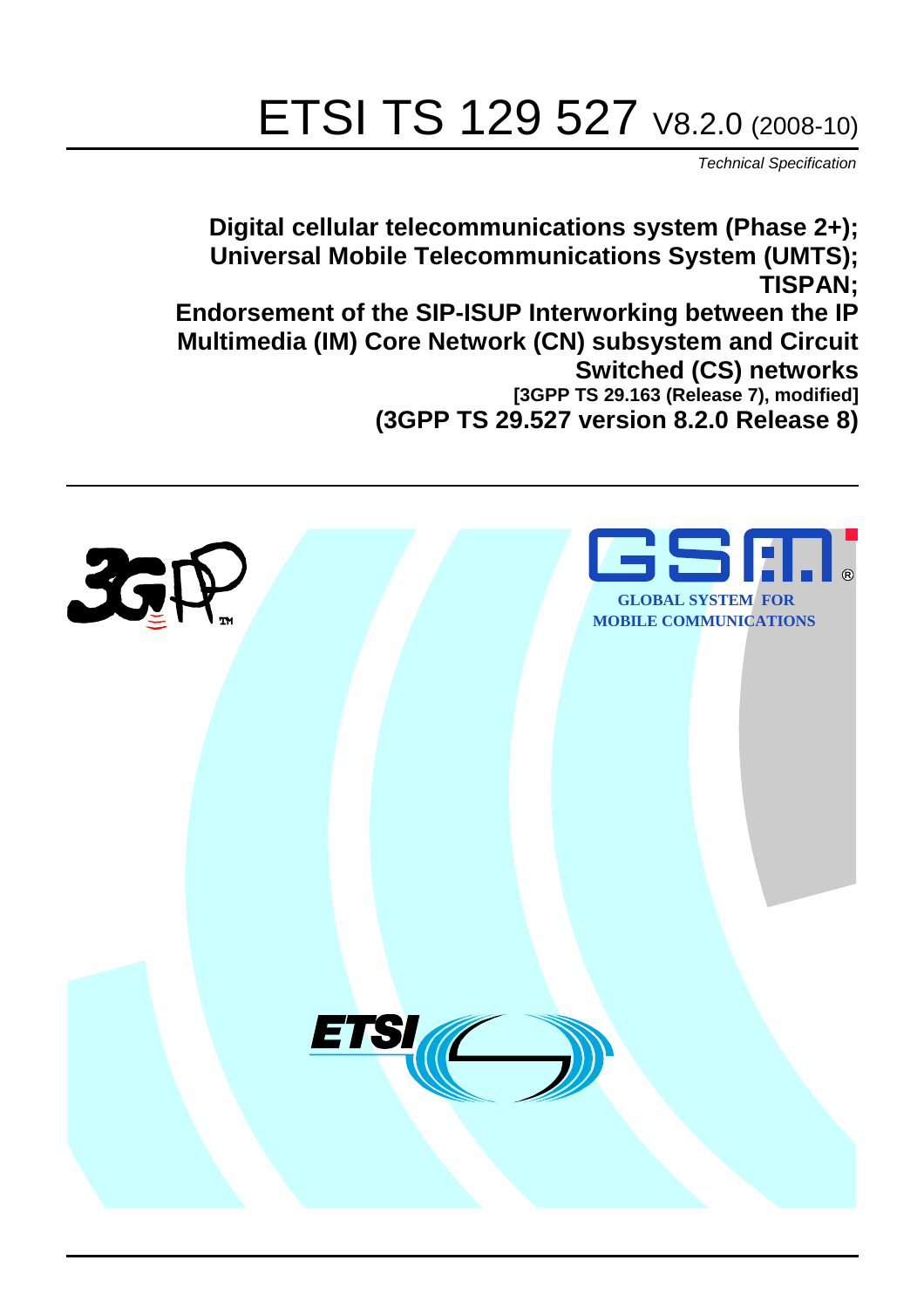# ETSI TS 129 527 V8.2.0 (2008-10)

*Technical Specification*

**Digital cellular telecommunications system (Phase 2+); Universal Mobile Telecommunications System (UMTS); TISPAN; Endorsement of the SIP-ISUP Interworking between the IP Multimedia (IM) Core Network (CN) subsystem and Circuit Switched (CS) networks**

**[3GPP TS 29.163 (Release 7), modified]**

**(3GPP TS 29.527 version 8.2.0 Release 8)**

GLOBAL SYSTEM FOR MOBILE COMMUNICATIONS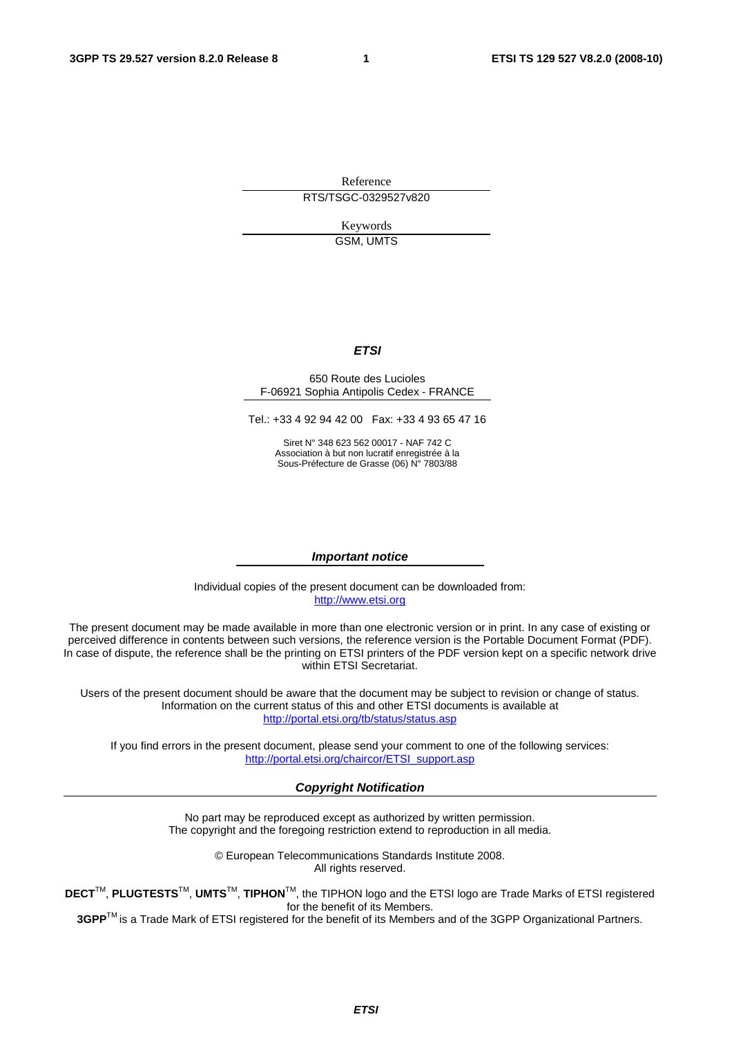Reference

RTS/TSGC-0329527v820

Keywords

GSM, UMTS

***ETSI***

650 Route des Lucioles
F-06921 Sophia Antipolis Cedex - FRANCE

Tel.: +33 4 92 94 42 00 Fax: +33 4 93 65 47 16

Siret N° 348 623 562 00017 - NAF 742 C
Association à but non lucratif enregistrée à la
Sous-Préfecture de Grasse (06) N° 7803/88

***Important notice***

Individual copies of the present document can be downloaded from:
http://www.etsi.org

The present document may be made available in more than one electronic version or in print. In any case of existing or perceived difference in contents between such versions, the reference version is the Portable Document Format (PDF). In case of dispute, the reference shall be the printing on ETSI printers of the PDF version kept on a specific network drive within ETSI Secretariat.

Users of the present document should be aware that the document may be subject to revision or change of status. Information on the current status of this and other ETSI documents is available at
http://portal.etsi.org/tb/status/status.asp

If you find errors in the present document, please send your comment to one of the following services:
http://portal.etsi.org/chaircor/ETSI_support.asp

***Copyright Notification***

No part may be reproduced except as authorized by written permission.
The copyright and the foregoing restriction extend to reproduction in all media.

© European Telecommunications Standards Institute 2008.
All rights reserved.

**DECT**TM, **PLUGTESTS**TM, **UMTS**TM, **TIPHON**TM, the TIPHON logo and the ETSI logo are Trade Marks of ETSI registered for the benefit of its Members.
**3GPP**TM is a Trade Mark of ETSI registered for the benefit of its Members and of the 3GPP Organizational Partners.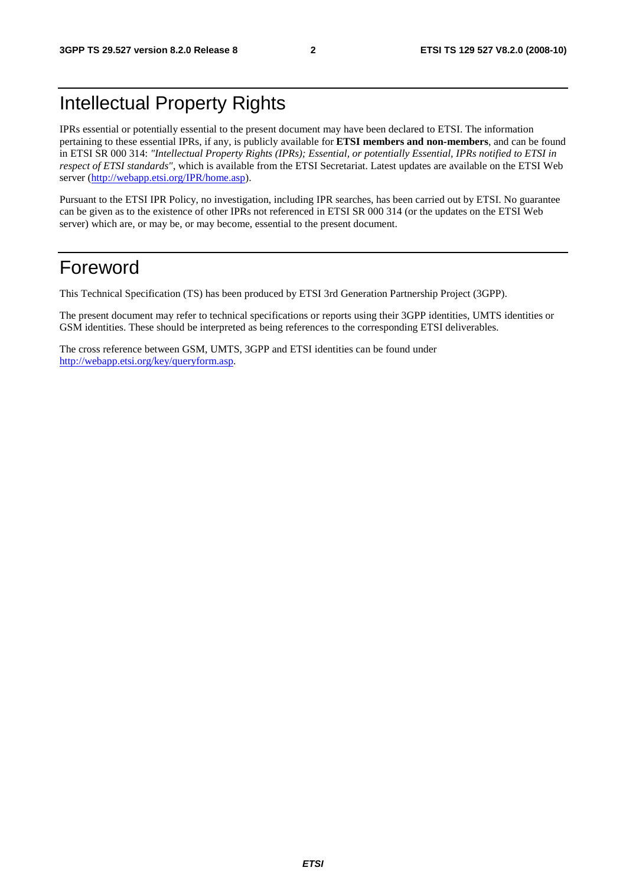# Intellectual Property Rights

IPRs essential or potentially essential to the present document may have been declared to ETSI. The information pertaining to these essential IPRs, if any, is publicly available for **ETSI members and non-members**, and can be found in ETSI SR 000 314: *"Intellectual Property Rights (IPRs); Essential, or potentially Essential, IPRs notified to ETSI in respect of ETSI standards"*, which is available from the ETSI Secretariat. Latest updates are available on the ETSI Web server (http://webapp.etsi.org/IPR/home.asp).

Pursuant to the ETSI IPR Policy, no investigation, including IPR searches, has been carried out by ETSI. No guarantee can be given as to the existence of other IPRs not referenced in ETSI SR 000 314 (or the updates on the ETSI Web server) which are, or may be, or may become, essential to the present document.

# Foreword

This Technical Specification (TS) has been produced by ETSI 3rd Generation Partnership Project (3GPP).

The present document may refer to technical specifications or reports using their 3GPP identities, UMTS identities or GSM identities. These should be interpreted as being references to the corresponding ETSI deliverables.

The cross reference between GSM, UMTS, 3GPP and ETSI identities can be found under http://webapp.etsi.org/key/queryform.asp.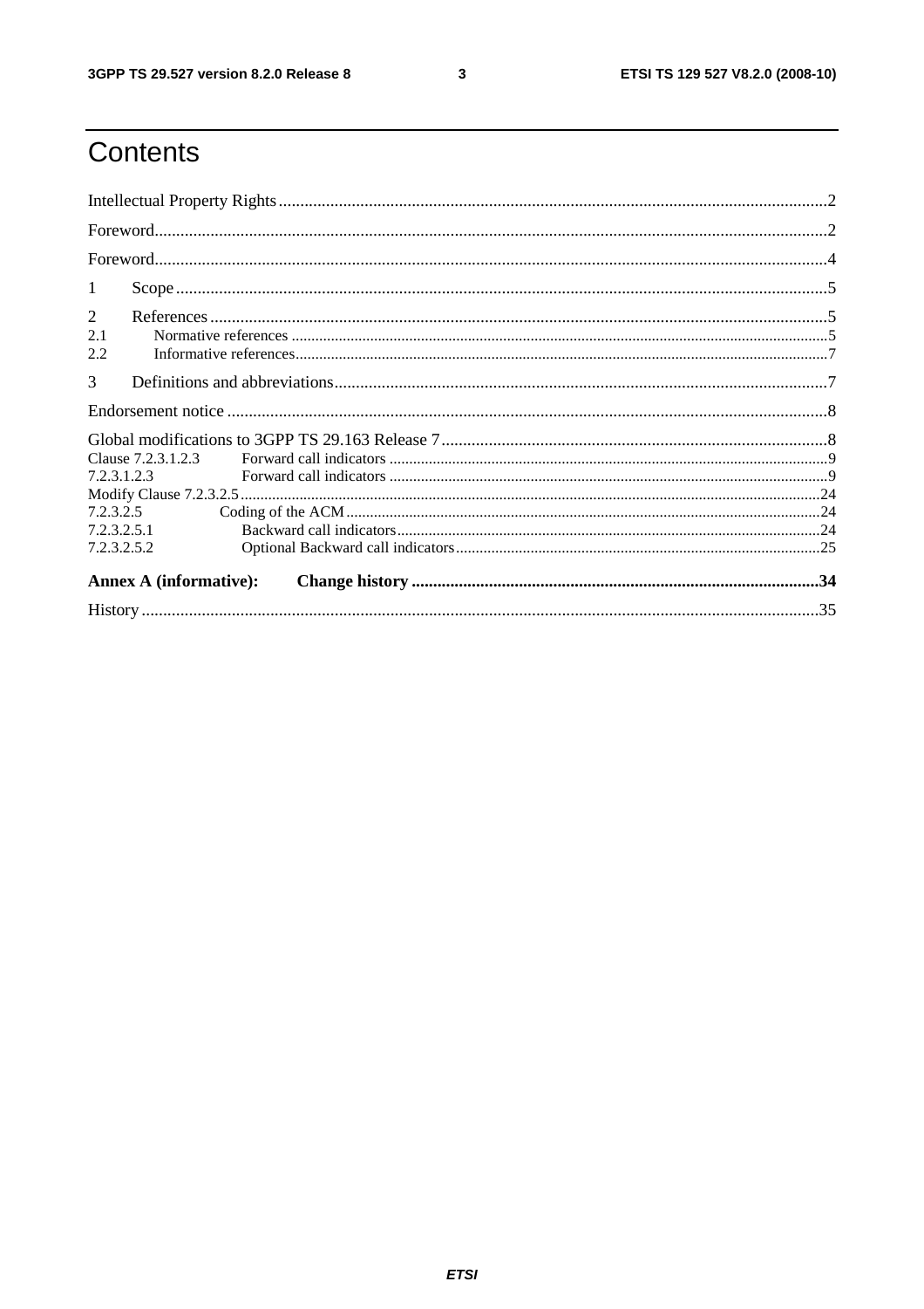# Contents

Intellectual Property Rights ........................................................................................................................2

Foreword.......................................................................................................................................................2

Foreword.......................................................................................................................................................4

1 Scope ........................................................................................................................................................5

2 References ................................................................................................................................................5

2.1 Normative references ...........................................................................................................................5

2.2 Informative references..........................................................................................................................7

3 Definitions and abbreviations..................................................................................................................7

Endorsement notice .....................................................................................................................................8

Global modifications to 3GPP TS 29.163 Release 7..................................................................................8

Clause 7.2.3.1.2.3 Forward call indicators ..................................................................................................9

7.2.3.1.2.3 Forward call indicators ...............................................................................................................9

Modify Clause 7.2.3.2.5..............................................................................................................................24

7.2.3.2.5 Coding of the ACM ..........................................................................................................................24

7.2.3.2.5.1 Backward call indicators..............................................................................................................24

7.2.3.2.5.2 Optional Backward call indicators...............................................................................................25

**Annex A (informative): Change history** .................................................................................................**34**

History .........................................................................................................................................................35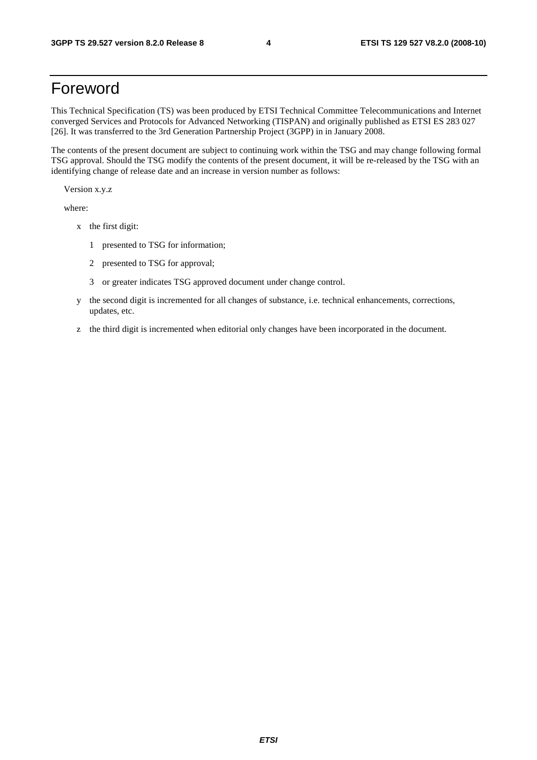# Foreword

This Technical Specification (TS) was been produced by ETSI Technical Committee Telecommunications and Internet converged Services and Protocols for Advanced Networking (TISPAN) and originally published as ETSI ES 283 027 [26]. It was transferred to the 3rd Generation Partnership Project (3GPP) in in January 2008.

The contents of the present document are subject to continuing work within the TSG and may change following formal TSG approval. Should the TSG modify the contents of the present document, it will be re-released by the TSG with an identifying change of release date and an increase in version number as follows:

Version x.y.z

where:

- x the first digit:
  - 1 presented to TSG for information;
  - 2 presented to TSG for approval;
  - 3 or greater indicates TSG approved document under change control.
- y the second digit is incremented for all changes of substance, i.e. technical enhancements, corrections, updates, etc.
- z the third digit is incremented when editorial only changes have been incorporated in the document.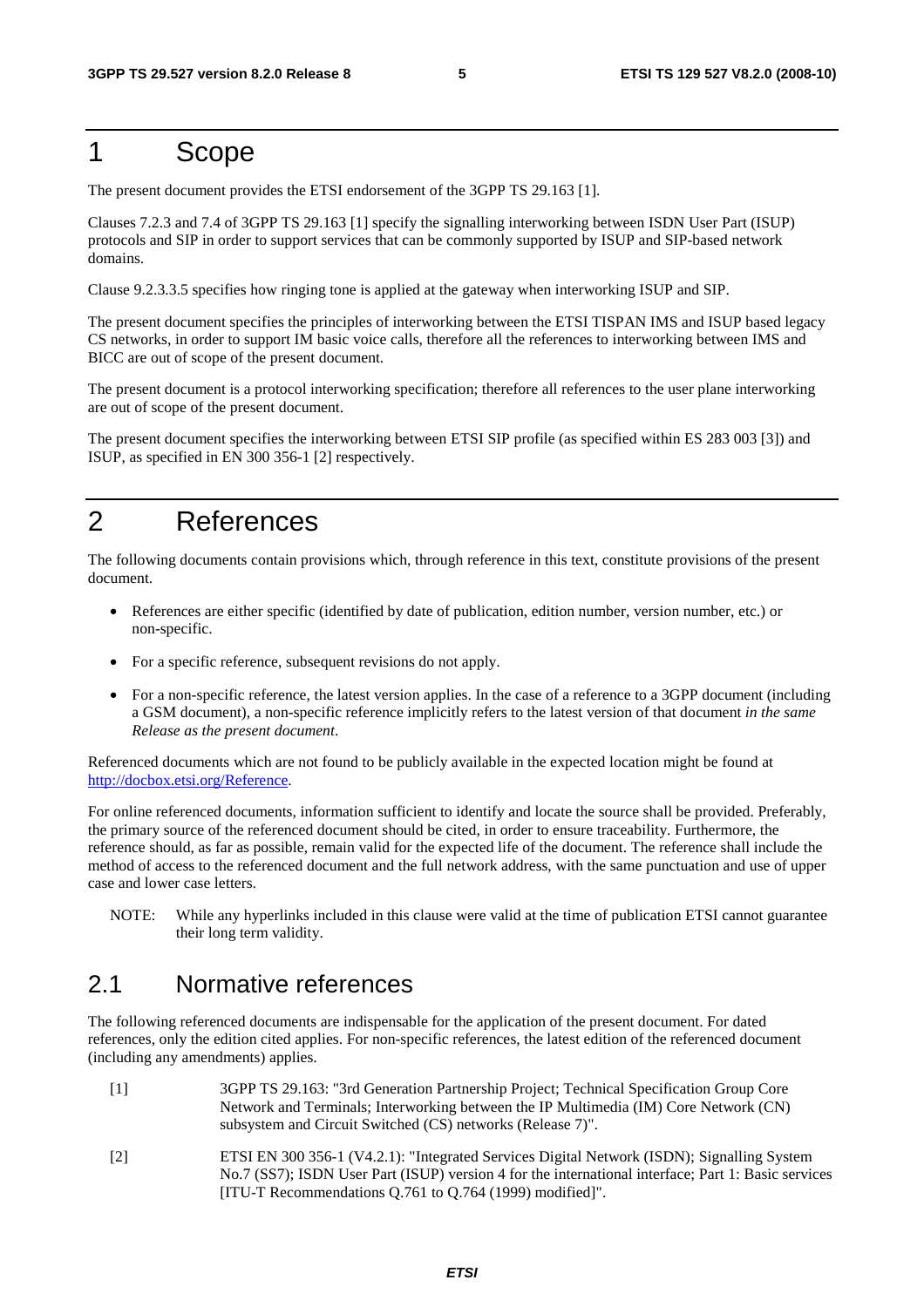# 1 Scope

The present document provides the ETSI endorsement of the 3GPP TS 29.163 [1].

Clauses 7.2.3 and 7.4 of 3GPP TS 29.163 [1] specify the signalling interworking between ISDN User Part (ISUP) protocols and SIP in order to support services that can be commonly supported by ISUP and SIP-based network domains.

Clause 9.2.3.3.5 specifies how ringing tone is applied at the gateway when interworking ISUP and SIP.

The present document specifies the principles of interworking between the ETSI TISPAN IMS and ISUP based legacy CS networks, in order to support IM basic voice calls, therefore all the references to interworking between IMS and BICC are out of scope of the present document.

The present document is a protocol interworking specification; therefore all references to the user plane interworking are out of scope of the present document.

The present document specifies the interworking between ETSI SIP profile (as specified within ES 283 003 [3]) and ISUP, as specified in EN 300 356-1 [2] respectively.

# 2 References

The following documents contain provisions which, through reference in this text, constitute provisions of the present document.

- References are either specific (identified by date of publication, edition number, version number, etc.) or non-specific.
- For a specific reference, subsequent revisions do not apply.
- For a non-specific reference, the latest version applies. In the case of a reference to a 3GPP document (including a GSM document), a non-specific reference implicitly refers to the latest version of that document *in the same Release as the present document*.

Referenced documents which are not found to be publicly available in the expected location might be found at http://docbox.etsi.org/Reference.

For online referenced documents, information sufficient to identify and locate the source shall be provided. Preferably, the primary source of the referenced document should be cited, in order to ensure traceability. Furthermore, the reference should, as far as possible, remain valid for the expected life of the document. The reference shall include the method of access to the referenced document and the full network address, with the same punctuation and use of upper case and lower case letters.

NOTE: While any hyperlinks included in this clause were valid at the time of publication ETSI cannot guarantee their long term validity.

## 2.1 Normative references

The following referenced documents are indispensable for the application of the present document. For dated references, only the edition cited applies. For non-specific references, the latest edition of the referenced document (including any amendments) applies.

[1] 3GPP TS 29.163: "3rd Generation Partnership Project; Technical Specification Group Core Network and Terminals; Interworking between the IP Multimedia (IM) Core Network (CN) subsystem and Circuit Switched (CS) networks (Release 7)".

[2] ETSI EN 300 356-1 (V4.2.1): "Integrated Services Digital Network (ISDN); Signalling System No.7 (SS7); ISDN User Part (ISUP) version 4 for the international interface; Part 1: Basic services [ITU-T Recommendations Q.761 to Q.764 (1999) modified]".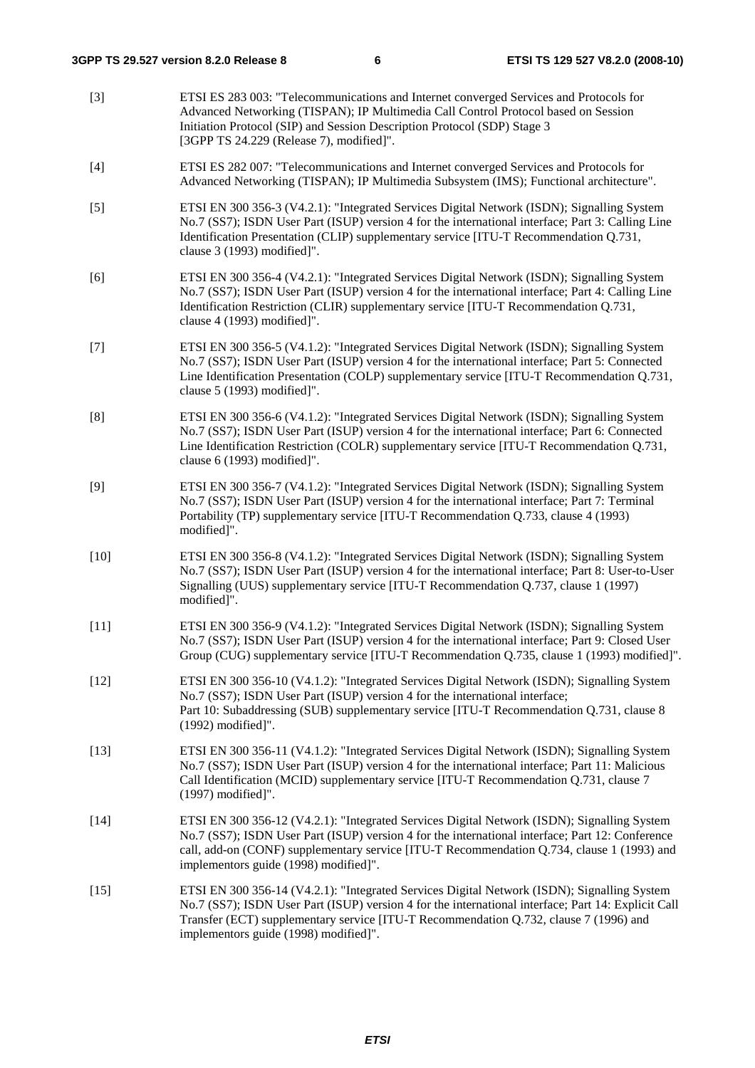[3] ETSI ES 283 003: "Telecommunications and Internet converged Services and Protocols for Advanced Networking (TISPAN); IP Multimedia Call Control Protocol based on Session Initiation Protocol (SIP) and Session Description Protocol (SDP) Stage 3 [3GPP TS 24.229 (Release 7), modified]".

[4] ETSI ES 282 007: "Telecommunications and Internet converged Services and Protocols for Advanced Networking (TISPAN); IP Multimedia Subsystem (IMS); Functional architecture".

[5] ETSI EN 300 356-3 (V4.2.1): "Integrated Services Digital Network (ISDN); Signalling System No.7 (SS7); ISDN User Part (ISUP) version 4 for the international interface; Part 3: Calling Line Identification Presentation (CLIP) supplementary service [ITU-T Recommendation Q.731, clause 3 (1993) modified]".

[6] ETSI EN 300 356-4 (V4.2.1): "Integrated Services Digital Network (ISDN); Signalling System No.7 (SS7); ISDN User Part (ISUP) version 4 for the international interface; Part 4: Calling Line Identification Restriction (CLIR) supplementary service [ITU-T Recommendation Q.731, clause 4 (1993) modified]".

[7] ETSI EN 300 356-5 (V4.1.2): "Integrated Services Digital Network (ISDN); Signalling System No.7 (SS7); ISDN User Part (ISUP) version 4 for the international interface; Part 5: Connected Line Identification Presentation (COLP) supplementary service [ITU-T Recommendation Q.731, clause 5 (1993) modified]".

[8] ETSI EN 300 356-6 (V4.1.2): "Integrated Services Digital Network (ISDN); Signalling System No.7 (SS7); ISDN User Part (ISUP) version 4 for the international interface; Part 6: Connected Line Identification Restriction (COLR) supplementary service [ITU-T Recommendation Q.731, clause 6 (1993) modified]".

[9] ETSI EN 300 356-7 (V4.1.2): "Integrated Services Digital Network (ISDN); Signalling System No.7 (SS7); ISDN User Part (ISUP) version 4 for the international interface; Part 7: Terminal Portability (TP) supplementary service [ITU-T Recommendation Q.733, clause 4 (1993) modified]".

[10] ETSI EN 300 356-8 (V4.1.2): "Integrated Services Digital Network (ISDN); Signalling System No.7 (SS7); ISDN User Part (ISUP) version 4 for the international interface; Part 8: User-to-User Signalling (UUS) supplementary service [ITU-T Recommendation Q.737, clause 1 (1997) modified]".

[11] ETSI EN 300 356-9 (V4.1.2): "Integrated Services Digital Network (ISDN); Signalling System No.7 (SS7); ISDN User Part (ISUP) version 4 for the international interface; Part 9: Closed User Group (CUG) supplementary service [ITU-T Recommendation Q.735, clause 1 (1993) modified]".

[12] ETSI EN 300 356-10 (V4.1.2): "Integrated Services Digital Network (ISDN); Signalling System No.7 (SS7); ISDN User Part (ISUP) version 4 for the international interface; Part 10: Subaddressing (SUB) supplementary service [ITU-T Recommendation Q.731, clause 8 (1992) modified]".

[13] ETSI EN 300 356-11 (V4.1.2): "Integrated Services Digital Network (ISDN); Signalling System No.7 (SS7); ISDN User Part (ISUP) version 4 for the international interface; Part 11: Malicious Call Identification (MCID) supplementary service [ITU-T Recommendation Q.731, clause 7 (1997) modified]".

[14] ETSI EN 300 356-12 (V4.2.1): "Integrated Services Digital Network (ISDN); Signalling System No.7 (SS7); ISDN User Part (ISUP) version 4 for the international interface; Part 12: Conference call, add-on (CONF) supplementary service [ITU-T Recommendation Q.734, clause 1 (1993) and implementors guide (1998) modified]".

[15] ETSI EN 300 356-14 (V4.2.1): "Integrated Services Digital Network (ISDN); Signalling System No.7 (SS7); ISDN User Part (ISUP) version 4 for the international interface; Part 14: Explicit Call Transfer (ECT) supplementary service [ITU-T Recommendation Q.732, clause 7 (1996) and implementors guide (1998) modified]".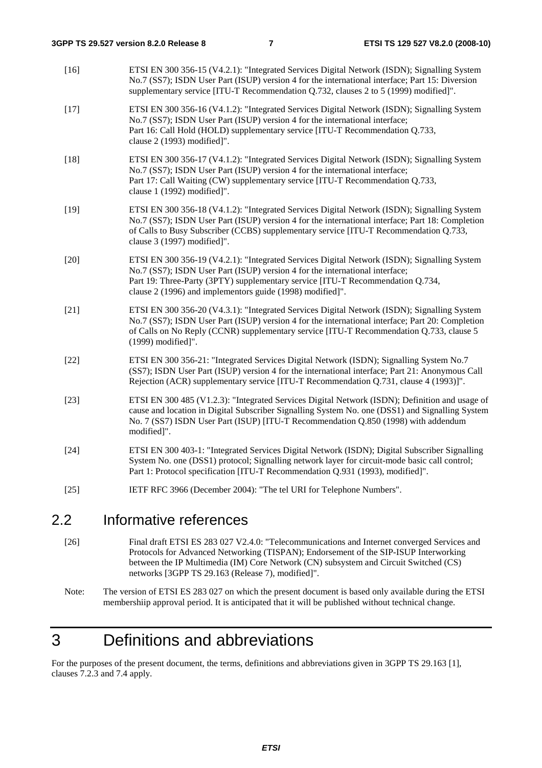[16] ETSI EN 300 356-15 (V4.2.1): "Integrated Services Digital Network (ISDN); Signalling System No.7 (SS7); ISDN User Part (ISUP) version 4 for the international interface; Part 15: Diversion supplementary service [ITU-T Recommendation Q.732, clauses 2 to 5 (1999) modified]".

[17] ETSI EN 300 356-16 (V4.1.2): "Integrated Services Digital Network (ISDN); Signalling System No.7 (SS7); ISDN User Part (ISUP) version 4 for the international interface; Part 16: Call Hold (HOLD) supplementary service [ITU-T Recommendation Q.733, clause 2 (1993) modified]".

[18] ETSI EN 300 356-17 (V4.1.2): "Integrated Services Digital Network (ISDN); Signalling System No.7 (SS7); ISDN User Part (ISUP) version 4 for the international interface; Part 17: Call Waiting (CW) supplementary service [ITU-T Recommendation Q.733, clause 1 (1992) modified]".

[19] ETSI EN 300 356-18 (V4.1.2): "Integrated Services Digital Network (ISDN); Signalling System No.7 (SS7); ISDN User Part (ISUP) version 4 for the international interface; Part 18: Completion of Calls to Busy Subscriber (CCBS) supplementary service [ITU-T Recommendation Q.733, clause 3 (1997) modified]".

[20] ETSI EN 300 356-19 (V4.2.1): "Integrated Services Digital Network (ISDN); Signalling System No.7 (SS7); ISDN User Part (ISUP) version 4 for the international interface; Part 19: Three-Party (3PTY) supplementary service [ITU-T Recommendation Q.734, clause 2 (1996) and implementors guide (1998) modified]".

[21] ETSI EN 300 356-20 (V4.3.1): "Integrated Services Digital Network (ISDN); Signalling System No.7 (SS7); ISDN User Part (ISUP) version 4 for the international interface; Part 20: Completion of Calls on No Reply (CCNR) supplementary service [ITU-T Recommendation Q.733, clause 5 (1999) modified]".

[22] ETSI EN 300 356-21: "Integrated Services Digital Network (ISDN); Signalling System No.7 (SS7); ISDN User Part (ISUP) version 4 for the international interface; Part 21: Anonymous Call Rejection (ACR) supplementary service [ITU-T Recommendation Q.731, clause 4 (1993)]".

[23] ETSI EN 300 485 (V1.2.3): "Integrated Services Digital Network (ISDN); Definition and usage of cause and location in Digital Subscriber Signalling System No. one (DSS1) and Signalling System No. 7 (SS7) ISDN User Part (ISUP) [ITU-T Recommendation Q.850 (1998) with addendum modified]".

[24] ETSI EN 300 403-1: "Integrated Services Digital Network (ISDN); Digital Subscriber Signalling System No. one (DSS1) protocol; Signalling network layer for circuit-mode basic call control; Part 1: Protocol specification [ITU-T Recommendation Q.931 (1993), modified]".

[25] IETF RFC 3966 (December 2004): "The tel URI for Telephone Numbers".

## 2.2 Informative references

[26] Final draft ETSI ES 283 027 V2.4.0: "Telecommunications and Internet converged Services and Protocols for Advanced Networking (TISPAN); Endorsement of the SIP-ISUP Interworking between the IP Multimedia (IM) Core Network (CN) subsystem and Circuit Switched (CS) networks [3GPP TS 29.163 (Release 7), modified]".

Note: The version of ETSI ES 283 027 on which the present document is based only available during the ETSI membershiip approval period. It is anticipated that it will be published without technical change.

# 3 Definitions and abbreviations

For the purposes of the present document, the terms, definitions and abbreviations given in 3GPP TS 29.163 [1], clauses 7.2.3 and 7.4 apply.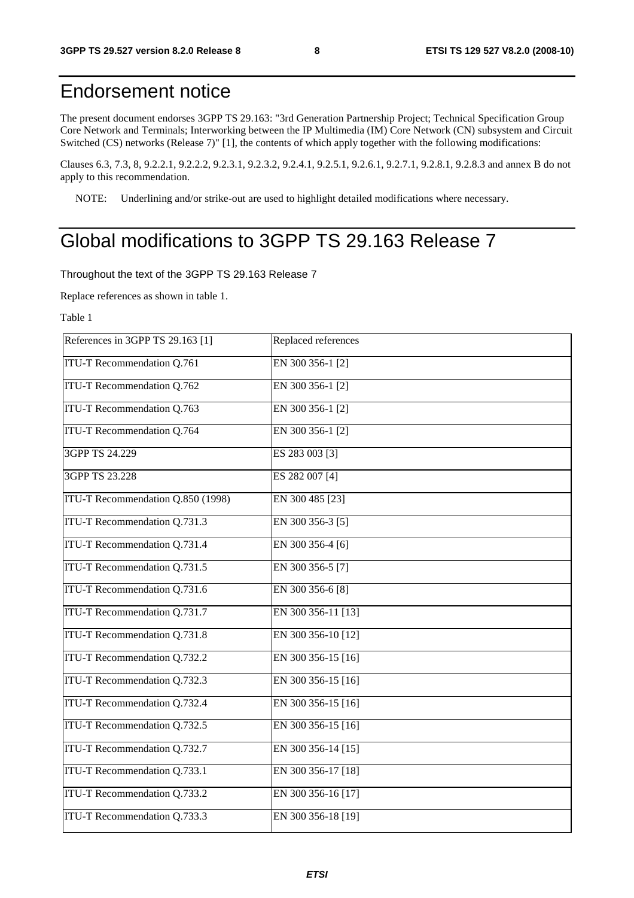# Endorsement notice

The present document endorses 3GPP TS 29.163: "3rd Generation Partnership Project; Technical Specification Group Core Network and Terminals; Interworking between the IP Multimedia (IM) Core Network (CN) subsystem and Circuit Switched (CS) networks (Release 7)" [1], the contents of which apply together with the following modifications:

Clauses 6.3, 7.3, 8, 9.2.2.1, 9.2.2.2, 9.2.3.1, 9.2.3.2, 9.2.4.1, 9.2.5.1, 9.2.6.1, 9.2.7.1, 9.2.8.1, 9.2.8.3 and annex B do not apply to this recommendation.

NOTE: Underlining and/or strike-out are used to highlight detailed modifications where necessary.

# Global modifications to 3GPP TS 29.163 Release 7

Throughout the text of the 3GPP TS 29.163 Release 7

Replace references as shown in table 1.

Table 1

| References in 3GPP TS 29.163 [1] | Replaced references |
|---|---|
| ITU-T Recommendation Q.761 | EN 300 356-1 [2] |
| ITU-T Recommendation Q.762 | EN 300 356-1 [2] |
| ITU-T Recommendation Q.763 | EN 300 356-1 [2] |
| ITU-T Recommendation Q.764 | EN 300 356-1 [2] |
| 3GPP TS 24.229 | ES 283 003 [3] |
| 3GPP TS 23.228 | ES 282 007 [4] |
| ITU-T Recommendation Q.850 (1998) | EN 300 485 [23] |
| ITU-T Recommendation Q.731.3 | EN 300 356-3 [5] |
| ITU-T Recommendation Q.731.4 | EN 300 356-4 [6] |
| ITU-T Recommendation Q.731.5 | EN 300 356-5 [7] |
| ITU-T Recommendation Q.731.6 | EN 300 356-6 [8] |
| ITU-T Recommendation Q.731.7 | EN 300 356-11 [13] |
| ITU-T Recommendation Q.731.8 | EN 300 356-10 [12] |
| ITU-T Recommendation Q.732.2 | EN 300 356-15 [16] |
| ITU-T Recommendation Q.732.3 | EN 300 356-15 [16] |
| ITU-T Recommendation Q.732.4 | EN 300 356-15 [16] |
| ITU-T Recommendation Q.732.5 | EN 300 356-15 [16] |
| ITU-T Recommendation Q.732.7 | EN 300 356-14 [15] |
| ITU-T Recommendation Q.733.1 | EN 300 356-17 [18] |
| ITU-T Recommendation Q.733.2 | EN 300 356-16 [17] |
| ITU-T Recommendation Q.733.3 | EN 300 356-18 [19] |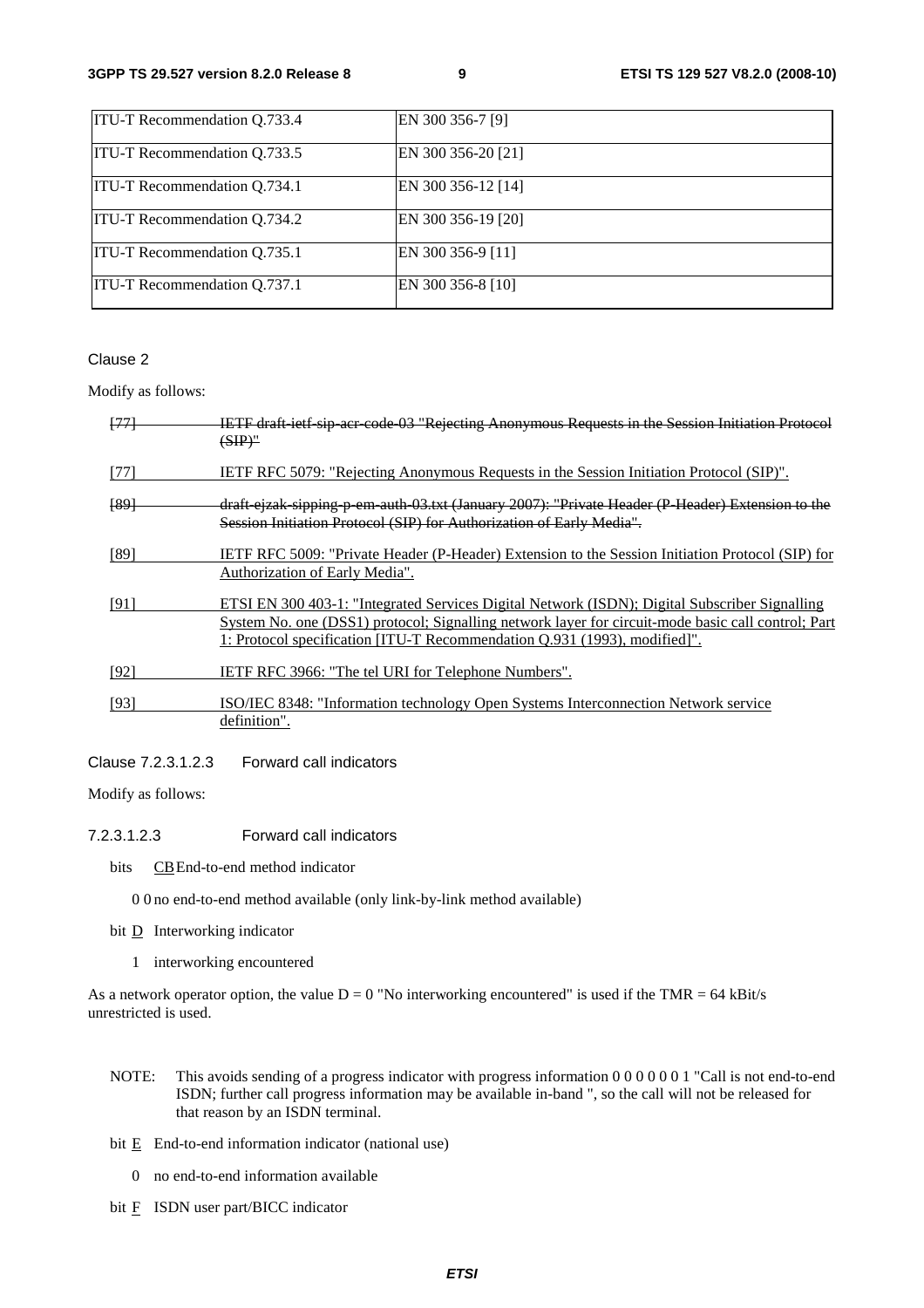| ITU-T Recommendation Q.733.4 | EN 300 356-7 [9] |
|---|---|
| ITU-T Recommendation Q.733.5 | EN 300 356-20 [21] |
| ITU-T Recommendation Q.734.1 | EN 300 356-12 [14] |
| ITU-T Recommendation Q.734.2 | EN 300 356-19 [20] |
| ITU-T Recommendation Q.735.1 | EN 300 356-9 [11] |
| ITU-T Recommendation Q.737.1 | EN 300 356-8 [10] |

Clause 2

Modify as follows:

~~[77] IETF draft-ietf-sip-acr-code-03 "Rejecting Anonymous Requests in the Session Initiation Protocol (SIP)"~~

[77] IETF RFC 5079: "Rejecting Anonymous Requests in the Session Initiation Protocol (SIP)".

~~[89] draft-ejzak-sipping-p-em-auth-03.txt (January 2007): "Private Header (P-Header) Extension to the Session Initiation Protocol (SIP) for Authorization of Early Media".~~

[89] IETF RFC 5009: "Private Header (P-Header) Extension to the Session Initiation Protocol (SIP) for Authorization of Early Media".

[91] ETSI EN 300 403-1: "Integrated Services Digital Network (ISDN); Digital Subscriber Signalling System No. one (DSS1) protocol; Signalling network layer for circuit-mode basic call control; Part 1: Protocol specification [ITU-T Recommendation Q.931 (1993), modified]".

[92] IETF RFC 3966: "The tel URI for Telephone Numbers".

[93] ISO/IEC 8348: "Information technology Open Systems Interconnection Network service definition".

Clause 7.2.3.1.2.3 Forward call indicators

Modify as follows:

7.2.3.1.2.3 Forward call indicators

bits CB End-to-end method indicator

0 0 no end-to-end method available (only link-by-link method available)

bit D Interworking indicator

1 interworking encountered

As a network operator option, the value D = 0 "No interworking encountered" is used if the TMR = 64 kBit/s unrestricted is used.

NOTE: This avoids sending of a progress indicator with progress information 0 0 0 0 0 0 1 "Call is not end-to-end ISDN; further call progress information may be available in-band ", so the call will not be released for that reason by an ISDN terminal.

bit E End-to-end information indicator (national use)

0 no end-to-end information available

bit F ISDN user part/BICC indicator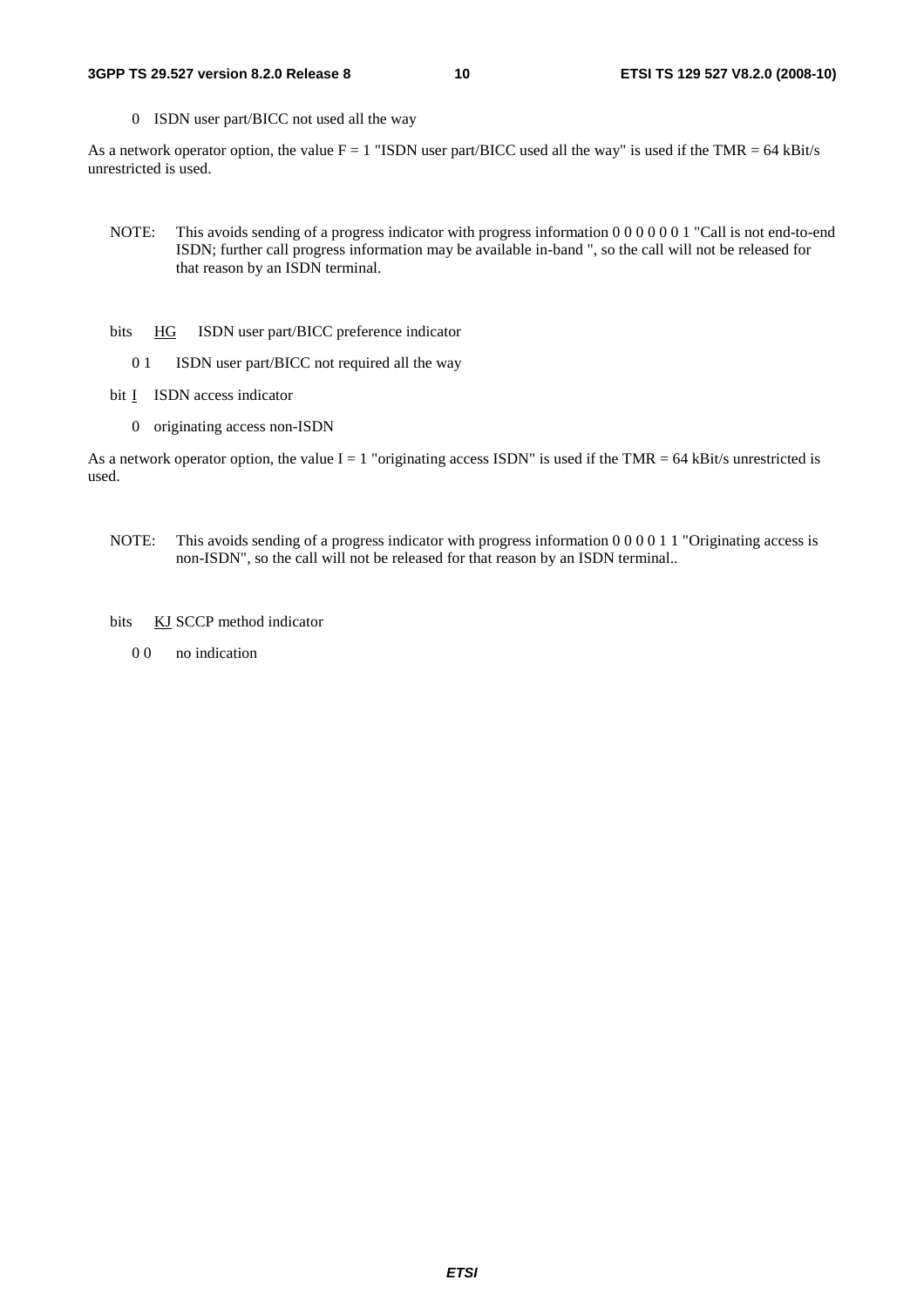0 ISDN user part/BICC not used all the way

As a network operator option, the value F = 1 "ISDN user part/BICC used all the way" is used if the TMR = 64 kBit/s unrestricted is used.

NOTE: This avoids sending of a progress indicator with progress information 0 0 0 0 0 0 1 "Call is not end-to-end ISDN; further call progress information may be available in-band ", so the call will not be released for that reason by an ISDN terminal.

bits HG ISDN user part/BICC preference indicator

0 1 ISDN user part/BICC not required all the way

bit I ISDN access indicator

0 originating access non-ISDN

As a network operator option, the value I = 1 "originating access ISDN" is used if the TMR = 64 kBit/s unrestricted is used.

NOTE: This avoids sending of a progress indicator with progress information 0 0 0 0 1 1 "Originating access is non-ISDN", so the call will not be released for that reason by an ISDN terminal..

bits KJ SCCP method indicator

0 0 no indication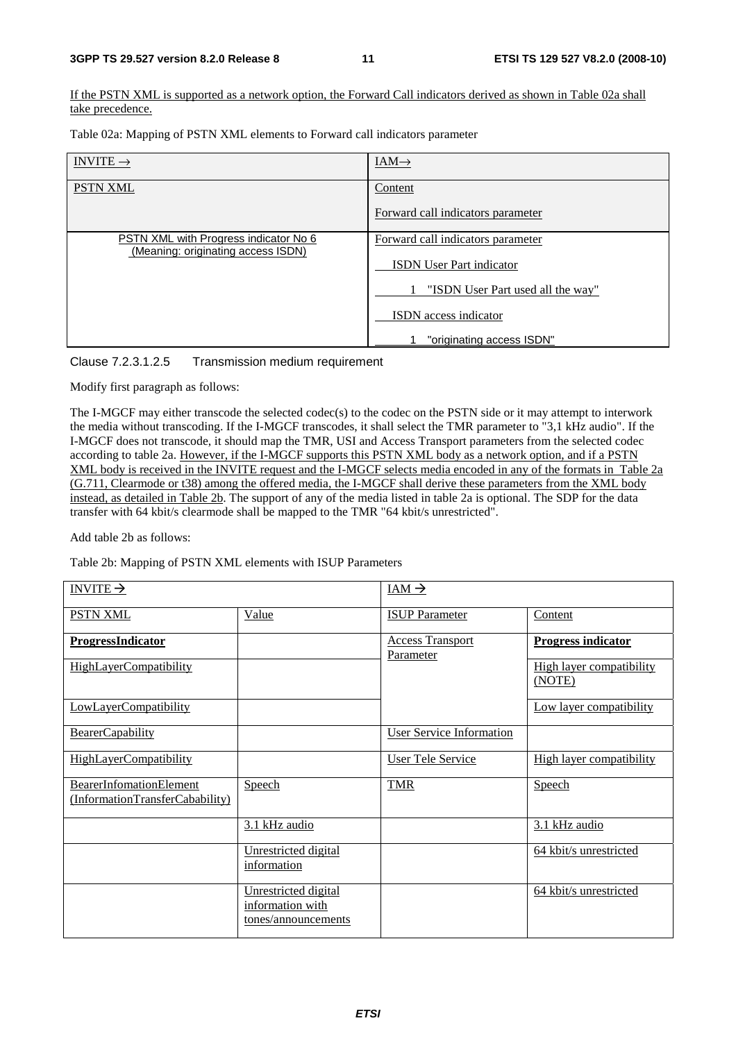If the PSTN XML is supported as a network option, the Forward Call indicators derived as shown in Table 02a shall take precedence.

Table 02a: Mapping of PSTN XML elements to Forward call indicators parameter

| INVITE → | IAM→ |
|---|---|
| PSTN XML | Content<br><br>Forward call indicators parameter |
| PSTN XML with Progress indicator No 6 (Meaning: originating access ISDN) | Forward call indicators parameter<br><br>ISDN User Part indicator<br><br>1 "ISDN User Part used all the way"<br><br>ISDN access indicator<br><br>1 "originating access ISDN" |

Clause 7.2.3.1.2.5 Transmission medium requirement

Modify first paragraph as follows:

The I-MGCF may either transcode the selected codec(s) to the codec on the PSTN side or it may attempt to interwork the media without transcoding. If the I-MGCF transcodes, it shall select the TMR parameter to "3,1 kHz audio". If the I-MGCF does not transcode, it should map the TMR, USI and Access Transport parameters from the selected codec according to table 2a. However, if the I-MGCF supports this PSTN XML body as a network option, and if a PSTN XML body is received in the INVITE request and the I-MGCF selects media encoded in any of the formats in Table 2a (G.711, Clearmode or t38) among the offered media, the I-MGCF shall derive these parameters from the XML body instead, as detailed in Table 2b. The support of any of the media listed in table 2a is optional. The SDP for the data transfer with 64 kbit/s clearmode shall be mapped to the TMR "64 kbit/s unrestricted".

Add table 2b as follows:

Table 2b: Mapping of PSTN XML elements with ISUP Parameters

| INVITE → | | IAM → | |
|---|---|---|---|
| PSTN XML | Value | ISUP Parameter | Content |
| **ProgressIndicator** | | Access Transport Parameter | **Progress indicator** |
| HighLayerCompatibility | | | High layer compatibility (NOTE) |
| LowLayerCompatibility | | | Low layer compatibility |
| BearerCapability | | User Service Information | |
| HighLayerCompatibility | | User Tele Service | High layer compatibility |
| BearerInfomationElement (InformationTransferCabability) | Speech | TMR | Speech |
| | 3.1 kHz audio | | 3.1 kHz audio |
| | Unrestricted digital information | | 64 kbit/s unrestricted |
| | Unrestricted digital information with tones/announcements | | 64 kbit/s unrestricted |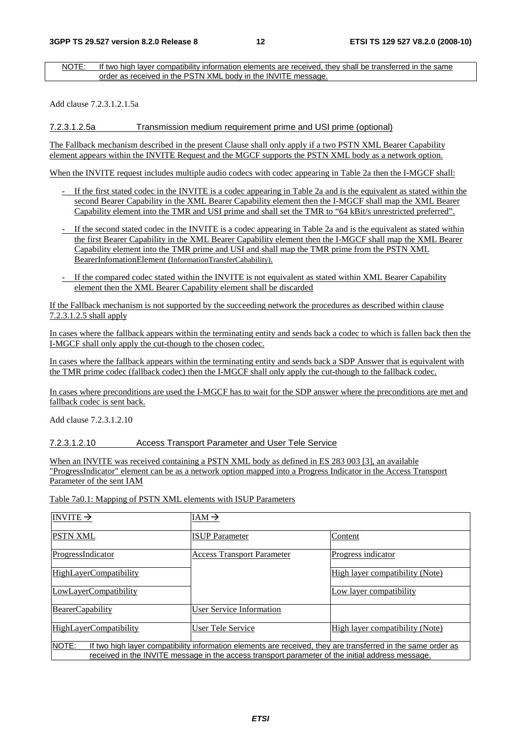NOTE: If two high layer compatibility information elements are received, they shall be transferred in the same order as received in the PSTN XML body in the INVITE message.

Add clause 7.2.3.1.2.1.5a

#### 7.2.3.1.2.5a Transmission medium requirement prime and USI prime (optional)

The Fallback mechanism described in the present Clause shall only apply if a two PSTN XML Bearer Capability element appears within the INVITE Request and the MGCF supports the PSTN XML body as a network option.

When the INVITE request includes multiple audio codecs with codec appearing in Table 2a then the I-MGCF shall:

- If the first stated codec in the INVITE is a codec appearing in Table 2a and is the equivalent as stated within the second Bearer Capability in the XML Bearer Capability element then the I-MGCF shall map the XML Bearer Capability element into the TMR and USI prime and shall set the TMR to "64 kBit/s unrestricted preferred".
- If the second stated codec in the INVITE is a codec appearing in Table 2a and is the equivalent as stated within the first Bearer Capability in the XML Bearer Capability element then the I-MGCF shall map the XML Bearer Capability element into the TMR prime and USI and shall map the TMR prime from the PSTN XML BearerInfomationElement (InformationTransferCabability).
- If the compared codec stated within the INVITE is not equivalent as stated within XML Bearer Capability element then the XML Bearer Capability element shall be discarded

If the Fallback mechanism is not supported by the succeeding network the procedures as described within clause 7.2.3.1.2.5 shall apply

In cases where the fallback appears within the terminating entity and sends back a codec to which is fallen back then the I-MGCF shall only apply the cut-though to the chosen codec.

In cases where the fallback appears within the terminating entity and sends back a SDP Answer that is equivalent with the TMR prime codec (fallback codec) then the I-MGCF shall only apply the cut-though to the fallback codec.

In cases where preconditions are used the I-MGCF has to wait for the SDP answer where the preconditions are met and fallback codec is sent back.

Add clause 7.2.3.1.2.10

#### 7.2.3.1.2.10 Access Transport Parameter and User Tele Service

When an INVITE was received containing a PSTN XML body as defined in ES 283 003 [3], an available "ProgressIndicator" element can be as a network option mapped into a Progress Indicator in the Access Transport Parameter of the sent IAM

Table 7a0.1: Mapping of PSTN XML elements with ISUP Parameters

| INVITE → | IAM → | |
|---|---|---|
| PSTN XML | ISUP Parameter | Content |
| ProgressIndicator | Access Transport Parameter | Progress indicator |
| HighLayerCompatibility | | High layer compatibility (Note) |
| LowLayerCompatibility | | Low layer compatibility |
| BearerCapability | User Service Information | |
| HighLayerCompatibility | User Tele Service | High layer compatibility (Note) |
| NOTE: If two high layer compatibility information elements are received, they are transferred in the same order as received in the INVITE message in the access transport parameter of the initial address message. | | |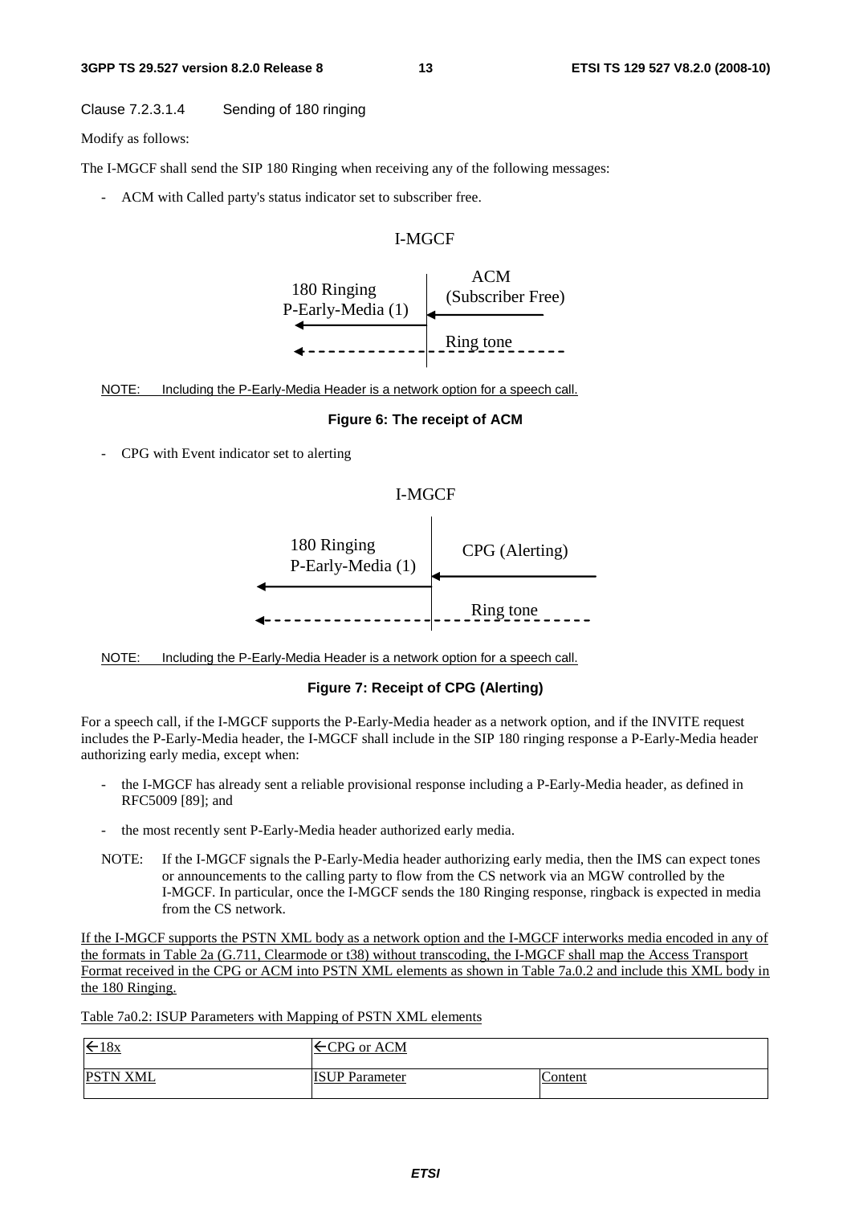Clause 7.2.3.1.4 Sending of 180 ringing

Modify as follows:

The I-MGCF shall send the SIP 180 Ringing when receiving any of the following messages:

- ACM with Called party's status indicator set to subscriber free.

I-MGCF

180 Ringing
P-Early-Media (1)

ACM
(Subscriber Free)

Ring tone

NOTE: Including the P-Early-Media Header is a network option for a speech call.

**Figure 6: The receipt of ACM**

- CPG with Event indicator set to alerting

I-MGCF

180 Ringing
P-Early-Media (1)

CPG (Alerting)

Ring tone

NOTE: Including the P-Early-Media Header is a network option for a speech call.

**Figure 7: Receipt of CPG (Alerting)**

For a speech call, if the I-MGCF supports the P-Early-Media header as a network option, and if the INVITE request includes the P-Early-Media header, the I-MGCF shall include in the SIP 180 ringing response a P-Early-Media header authorizing early media, except when:

- the I-MGCF has already sent a reliable provisional response including a P-Early-Media header, as defined in RFC5009 [89]; and
- the most recently sent P-Early-Media header authorized early media.

NOTE: If the I-MGCF signals the P-Early-Media header authorizing early media, then the IMS can expect tones or announcements to the calling party to flow from the CS network via an MGW controlled by the I-MGCF. In particular, once the I-MGCF sends the 180 Ringing response, ringback is expected in media from the CS network.

If the I-MGCF supports the PSTN XML body as a network option and the I-MGCF interworks media encoded in any of the formats in Table 2a (G.711, Clearmode or t38) without transcoding, the I-MGCF shall map the Access Transport Format received in the CPG or ACM into PSTN XML elements as shown in Table 7a.0.2 and include this XML body in the 180 Ringing.

Table 7a0.2: ISUP Parameters with Mapping of PSTN XML elements

| ←18x | ←CPG or ACM | |
|---|---|---|
| PSTN XML | ISUP Parameter | Content |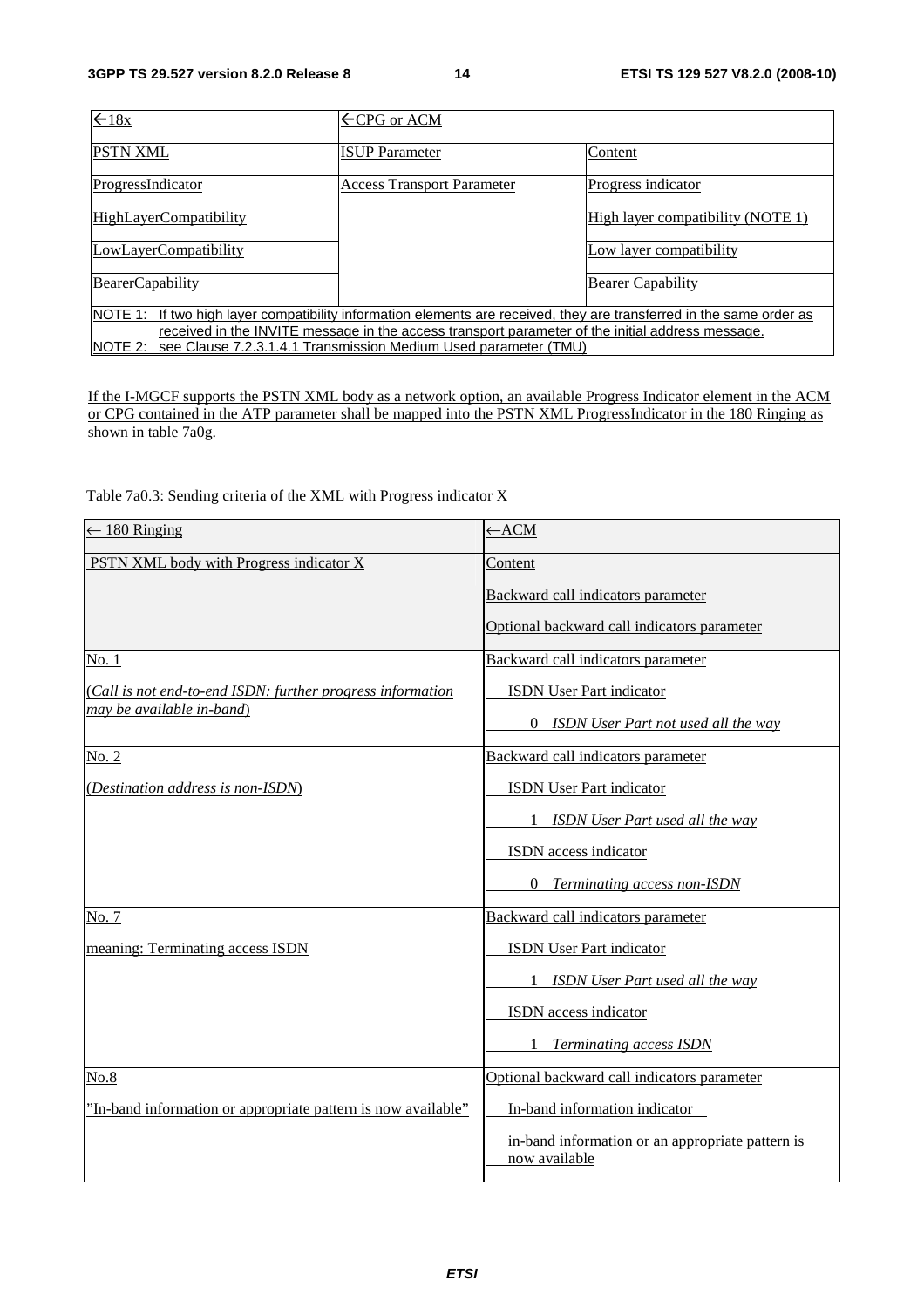| ←18x | ←CPG or ACM | |
|---|---|---|
| PSTN XML | ISUP Parameter | Content |
| ProgressIndicator | Access Transport Parameter | Progress indicator |
| HighLayerCompatibility | | High layer compatibility (NOTE 1) |
| LowLayerCompatibility | | Low layer compatibility |
| BearerCapability | | Bearer Capability |
| NOTE 1: If two high layer compatibility information elements are received, they are transferred in the same order as received in the INVITE message in the access transport parameter of the initial address message.<br>NOTE 2: see Clause 7.2.3.1.4.1 Transmission Medium Used parameter (TMU) | | |

If the I-MGCF supports the PSTN XML body as a network option, an available Progress Indicator element in the ACM or CPG contained in the ATP parameter shall be mapped into the PSTN XML ProgressIndicator in the 180 Ringing as shown in table 7a0g.

Table 7a0.3: Sending criteria of the XML with Progress indicator X

| ← 180 Ringing | ←ACM |
|---|---|
| PSTN XML body with Progress indicator X | Content<br>Backward call indicators parameter<br>Optional backward call indicators parameter |
| No. 1<br>(*Call is not end-to-end ISDN: further progress information may be available in-band*) | Backward call indicators parameter<br>ISDN User Part indicator<br>0 *ISDN User Part not used all the way* |
| No. 2<br>(*Destination address is non-ISDN*) | Backward call indicators parameter<br>ISDN User Part indicator<br>1 *ISDN User Part used all the way*<br>ISDN access indicator<br>0 *Terminating access non-ISDN* |
| No. 7<br>meaning: Terminating access ISDN | Backward call indicators parameter<br>ISDN User Part indicator<br>1 *ISDN User Part used all the way*<br>ISDN access indicator<br>1 *Terminating access ISDN* |
| No.8<br>"In-band information or appropriate pattern is now available" | Optional backward call indicators parameter<br>In-band information indicator<br>in-band information or an appropriate pattern is now available |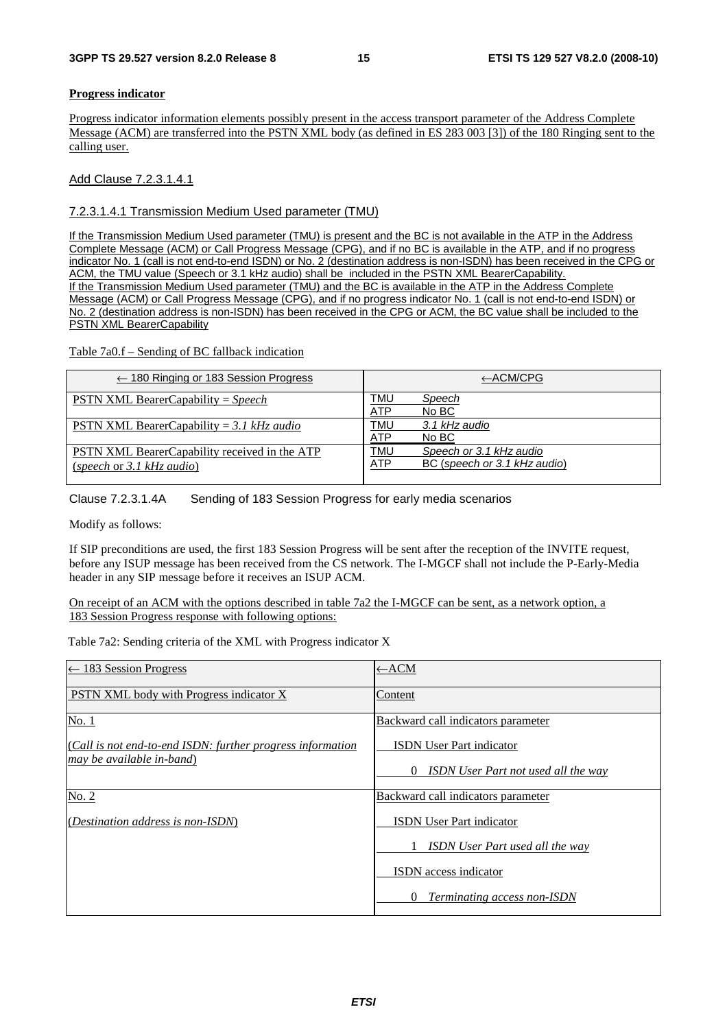**Progress indicator**

Progress indicator information elements possibly present in the access transport parameter of the Address Complete Message (ACM) are transferred into the PSTN XML body (as defined in ES 283 003 [3]) of the 180 Ringing sent to the calling user.

Add Clause 7.2.3.1.4.1

#### 7.2.3.1.4.1 Transmission Medium Used parameter (TMU)

If the Transmission Medium Used parameter (TMU) is present and the BC is not available in the ATP in the Address Complete Message (ACM) or Call Progress Message (CPG), and if no BC is available in the ATP, and if no progress indicator No. 1 (call is not end-to-end ISDN) or No. 2 (destination address is non-ISDN) has been received in the CPG or ACM, the TMU value (Speech or 3.1 kHz audio) shall be included in the PSTN XML BearerCapability.
If the Transmission Medium Used parameter (TMU) and the BC is available in the ATP in the Address Complete Message (ACM) or Call Progress Message (CPG), and if no progress indicator No. 1 (call is not end-to-end ISDN) or No. 2 (destination address is non-ISDN) has been received in the CPG or ACM, the BC value shall be included to the PSTN XML BearerCapability

Table 7a0.f – Sending of BC fallback indication

| ← 180 Ringing or 183 Session Progress | ←ACM/CPG |
|---|---|
| PSTN XML BearerCapability = *Speech* | TMU *Speech*<br>ATP No BC |
| PSTN XML BearerCapability = *3.1 kHz audio* | TMU *3.1 kHz audio*<br>ATP No BC |
| PSTN XML BearerCapability received in the ATP (*speech* or *3.1 kHz audio*) | TMU *Speech or 3.1 kHz audio*<br>ATP BC (*speech or 3.1 kHz audio*) |

Clause 7.2.3.1.4A Sending of 183 Session Progress for early media scenarios

Modify as follows:

If SIP preconditions are used, the first 183 Session Progress will be sent after the reception of the INVITE request, before any ISUP message has been received from the CS network. The I-MGCF shall not include the P-Early-Media header in any SIP message before it receives an ISUP ACM.

On receipt of an ACM with the options described in table 7a2 the I-MGCF can be sent, as a network option, a 183 Session Progress response with following options:

Table 7a2: Sending criteria of the XML with Progress indicator X

| ← 183 Session Progress | ←ACM |
|---|---|
| PSTN XML body with Progress indicator X | Content |
| No. 1<br><br>(*Call is not end-to-end ISDN: further progress information may be available in-band*) | Backward call indicators parameter<br><br>ISDN User Part indicator<br><br>0 *ISDN User Part not used all the way* |
| No. 2<br><br>(*Destination address is non-ISDN*) | Backward call indicators parameter<br><br>ISDN User Part indicator<br><br>1 *ISDN User Part used all the way*<br><br>ISDN access indicator<br><br>0 *Terminating access non-ISDN* |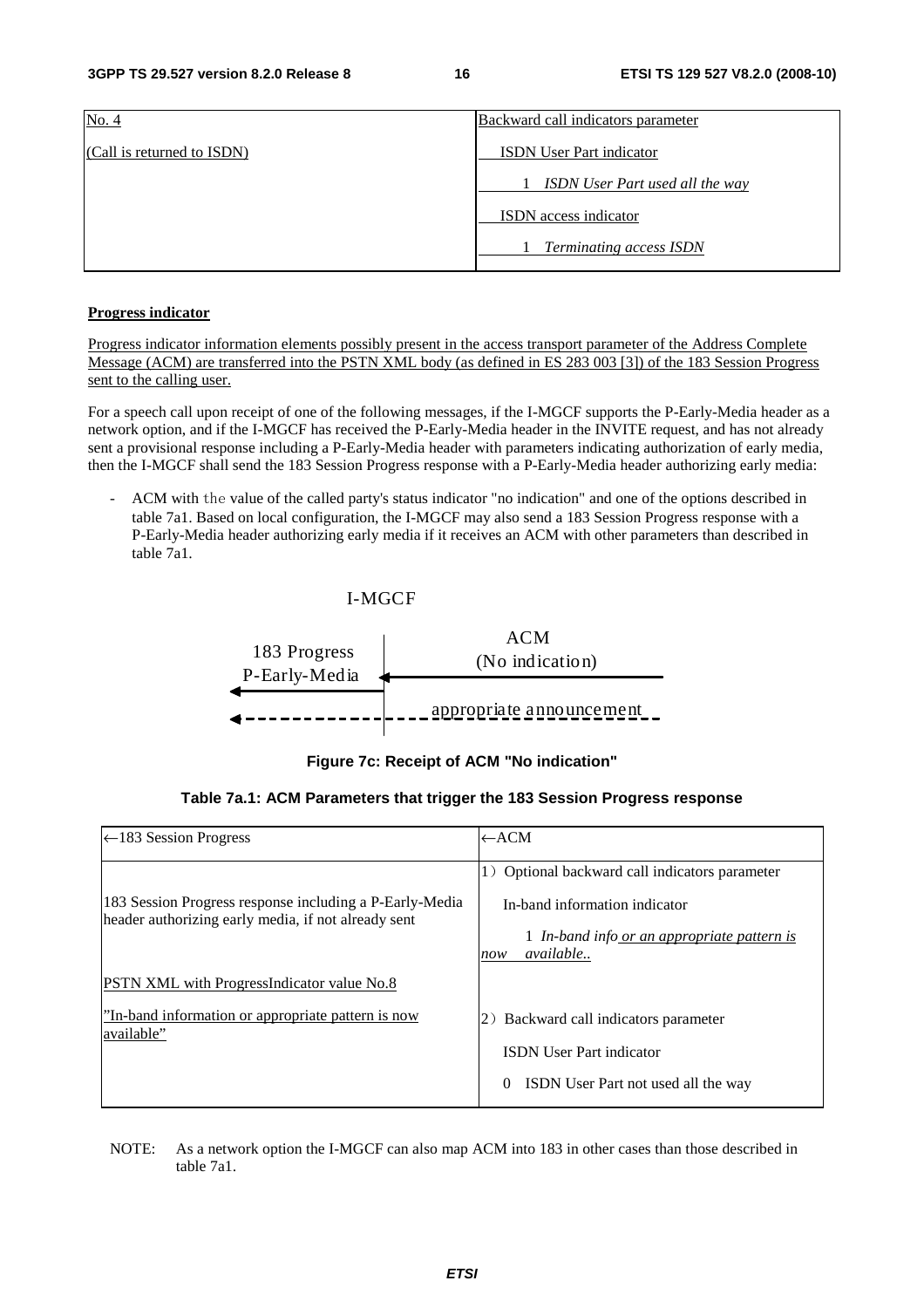| No. 4 | Backward call indicators parameter |
|---|---|
| (Call is returned to ISDN) | ISDN User Part indicator |
| | 1 *ISDN User Part used all the way* |
| | ISDN access indicator |
| | 1 *Terminating access ISDN* |

**Progress indicator**

Progress indicator information elements possibly present in the access transport parameter of the Address Complete Message (ACM) are transferred into the PSTN XML body (as defined in ES 283 003 [3]) of the 183 Session Progress sent to the calling user.

For a speech call upon receipt of one of the following messages, if the I-MGCF supports the P-Early-Media header as a network option, and if the I-MGCF has received the P-Early-Media header in the INVITE request, and has not already sent a provisional response including a P-Early-Media header with parameters indicating authorization of early media, then the I-MGCF shall send the 183 Session Progress response with a P-Early-Media header authorizing early media:

- ACM with the value of the called party's status indicator "no indication" and one of the options described in table 7a1. Based on local configuration, the I-MGCF may also send a 183 Session Progress response with a P-Early-Media header authorizing early media if it receives an ACM with other parameters than described in table 7a1.

I-MGCF

183 Progress P-Early-Media ← ACM (No indication)

← appropriate announcement

**Figure 7c: Receipt of ACM "No indication"**

**Table 7a.1: ACM Parameters that trigger the 183 Session Progress response**

| ←183 Session Progress | ←ACM |
|---|---|
| 183 Session Progress response including a P-Early-Media header authorizing early media, if not already sent | 1) Optional backward call indicators parameter<br>In-band information indicator<br>1 *In-band info or an appropriate pattern is now available..* |
| PSTN XML with ProgressIndicator value No.8<br>"In-band information or appropriate pattern is now available" | 2) Backward call indicators parameter<br>ISDN User Part indicator<br>0 ISDN User Part not used all the way |

NOTE: As a network option the I-MGCF can also map ACM into 183 in other cases than those described in table 7a1.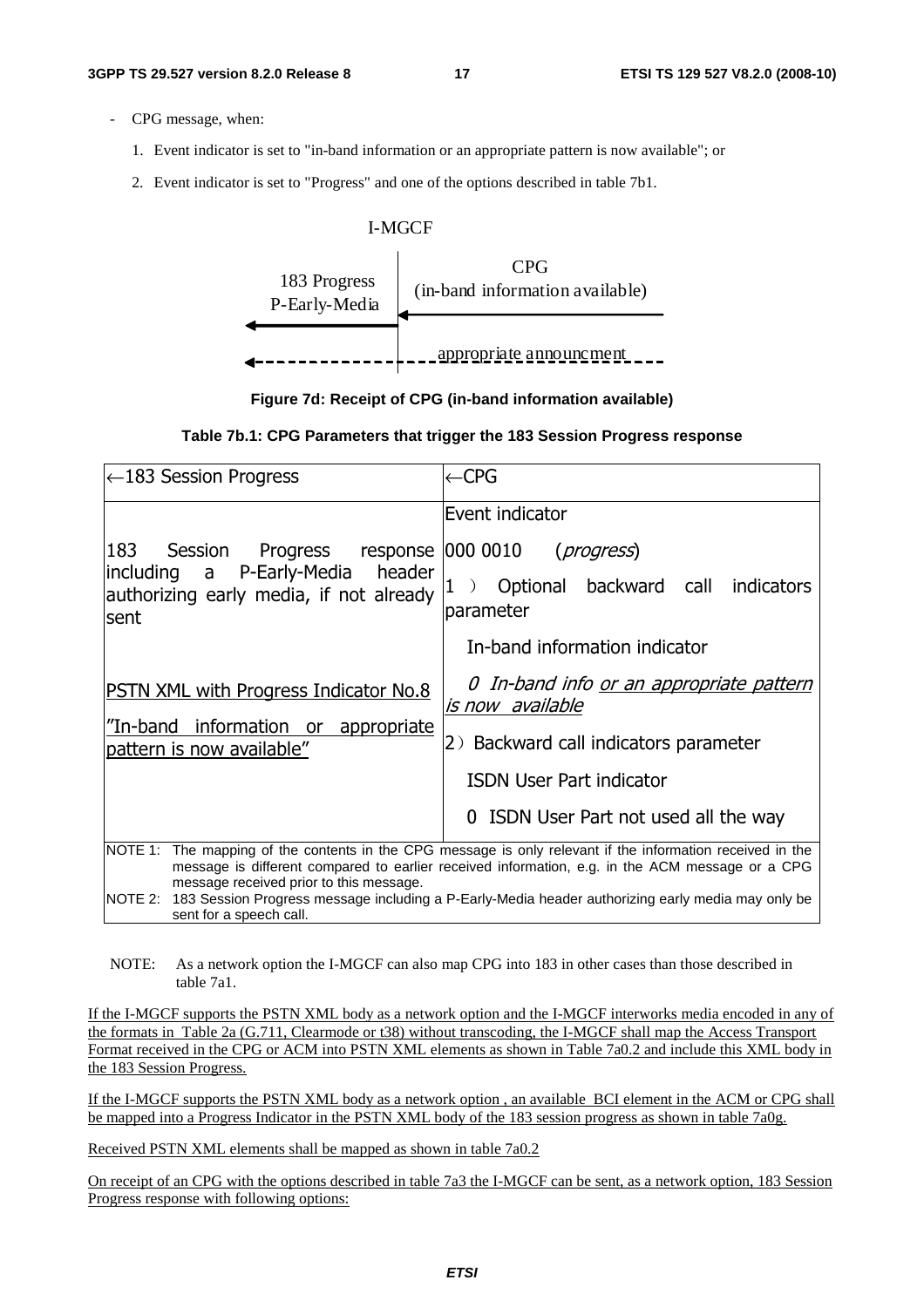- CPG message, when:
    1. Event indicator is set to "in-band information or an appropriate pattern is now available"; or
    2. Event indicator is set to "Progress" and one of the options described in table 7b1.

I-MGCF

183 Progress P-Early-Media ← CPG (in-band information available) ←

← - - - appropriate announcment - - -

**Figure 7d: Receipt of CPG (in-band information available)**

**Table 7b.1: CPG Parameters that trigger the 183 Session Progress response**

| ←183 Session Progress | ←CPG |
|---|---|
| 183 Session Progress response including a P-Early-Media header authorizing early media, if not already sent<br><br><u>PSTN XML with Progress Indicator No.8</u><br><u>"In-band information or appropriate pattern is now available"</u> | Event indicator<br>000 0010 (*progress*)<br>1) Optional backward call indicators parameter<br>In-band information indicator<br>*0 In-band info <u>or an appropriate pattern is now available</u>*<br>2) Backward call indicators parameter<br>ISDN User Part indicator<br>0 ISDN User Part not used all the way |
| NOTE 1: The mapping of the contents in the CPG message is only relevant if the information received in the message is different compared to earlier received information, e.g. in the ACM message or a CPG message received prior to this message.<br>NOTE 2: 183 Session Progress message including a P-Early-Media header authorizing early media may only be sent for a speech call. | |

NOTE: As a network option the I-MGCF can also map CPG into 183 in other cases than those described in table 7a1.

<u>If the I-MGCF supports the PSTN XML body as a network option and the I-MGCF interworks media encoded in any of the formats in Table 2a (G.711, Clearmode or t38) without transcoding, the I-MGCF shall map the Access Transport Format received in the CPG or ACM into PSTN XML elements as shown in Table 7a0.2 and include this XML body in the 183 Session Progress.</u>

<u>If the I-MGCF supports the PSTN XML body as a network option , an available BCI element in the ACM or CPG shall be mapped into a Progress Indicator in the PSTN XML body of the 183 session progress as shown in table 7a0g.</u>

<u>Received PSTN XML elements shall be mapped as shown in table 7a0.2</u>

<u>On receipt of an CPG with the options described in table 7a3 the I-MGCF can be sent, as a network option, 183 Session Progress response with following options:</u>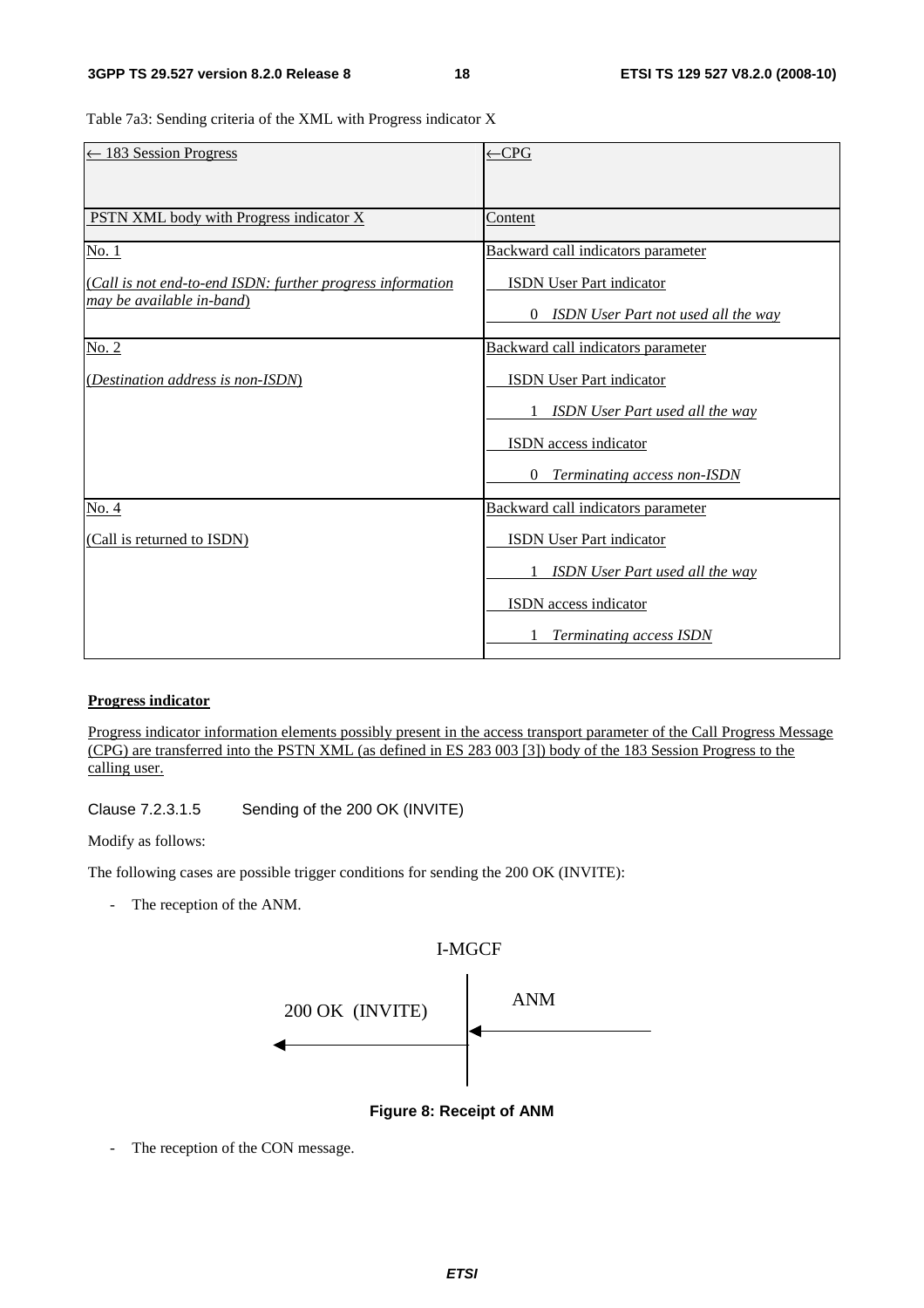Table 7a3: Sending criteria of the XML with Progress indicator X

| ← 183 Session Progress | ←CPG |
|---|---|
| PSTN XML body with Progress indicator X | Content |
| No. 1<br><br>(*Call is not end-to-end ISDN: further progress information may be available in-band*) | Backward call indicators parameter<br><br>ISDN User Part indicator<br><br>0 *ISDN User Part not used all the way* |
| No. 2<br><br>(*Destination address is non-ISDN*) | Backward call indicators parameter<br><br>ISDN User Part indicator<br><br>1 *ISDN User Part used all the way*<br><br>ISDN access indicator<br><br>0 *Terminating access non-ISDN* |
| No. 4<br><br>(Call is returned to ISDN) | Backward call indicators parameter<br><br>ISDN User Part indicator<br><br>1 *ISDN User Part used all the way*<br><br>ISDN access indicator<br><br>1 *Terminating access ISDN* |

**Progress indicator**

Progress indicator information elements possibly present in the access transport parameter of the Call Progress Message (CPG) are transferred into the PSTN XML (as defined in ES 283 003 [3]) body of the 183 Session Progress to the calling user.

Clause 7.2.3.1.5 Sending of the 200 OK (INVITE)

Modify as follows:

The following cases are possible trigger conditions for sending the 200 OK (INVITE):

- The reception of the ANM.

I-MGCF

200 OK (INVITE) ← | ← ANM

**Figure 8: Receipt of ANM**

- The reception of the CON message.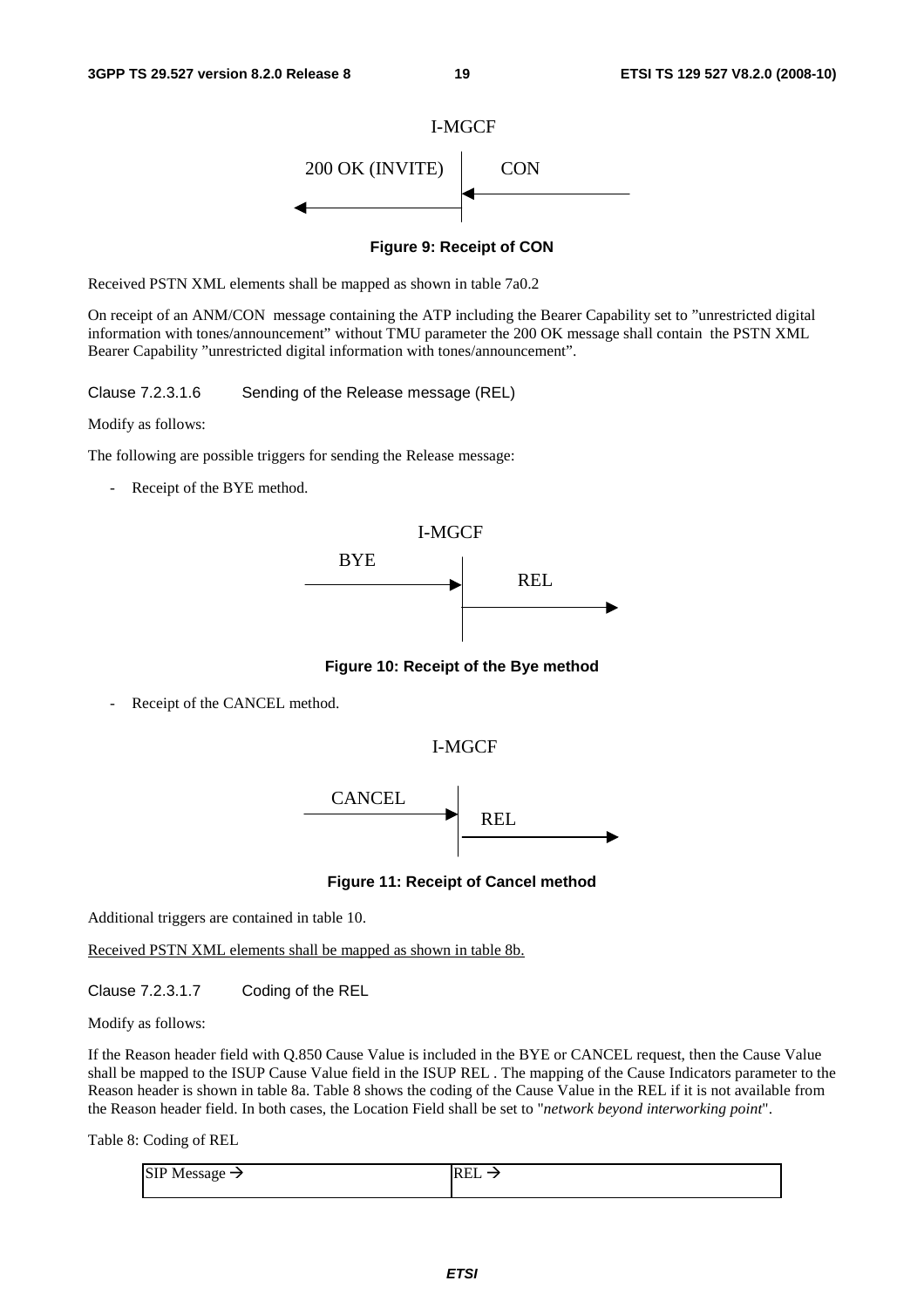I-MGCF

200 OK (INVITE) ← | ← CON

**Figure 9: Receipt of CON**

Received PSTN XML elements shall be mapped as shown in table 7a0.2

On receipt of an ANM/CON message containing the ATP including the Bearer Capability set to "unrestricted digital information with tones/announcement" without TMU parameter the 200 OK message shall contain the PSTN XML Bearer Capability "unrestricted digital information with tones/announcement".

Clause 7.2.3.1.6 Sending of the Release message (REL)

Modify as follows:

The following are possible triggers for sending the Release message:

- Receipt of the BYE method.

I-MGCF

BYE → | → REL

**Figure 10: Receipt of the Bye method**

- Receipt of the CANCEL method.

I-MGCF

CANCEL → | → REL

**Figure 11: Receipt of Cancel method**

Additional triggers are contained in table 10.

Received PSTN XML elements shall be mapped as shown in table 8b.

Clause 7.2.3.1.7 Coding of the REL

Modify as follows:

If the Reason header field with Q.850 Cause Value is included in the BYE or CANCEL request, then the Cause Value shall be mapped to the ISUP Cause Value field in the ISUP REL . The mapping of the Cause Indicators parameter to the Reason header is shown in table 8a. Table 8 shows the coding of the Cause Value in the REL if it is not available from the Reason header field. In both cases, the Location Field shall be set to "*network beyond interworking point*".

Table 8: Coding of REL

| SIP Message → | REL → |
|---|---|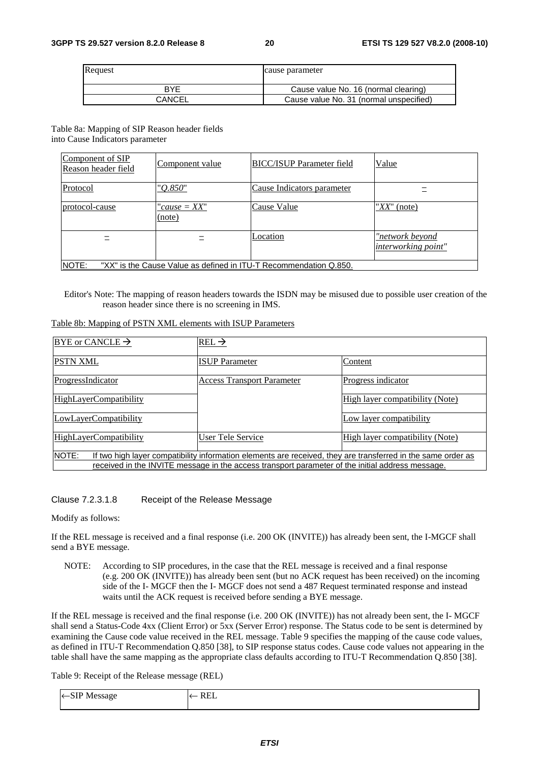| Request | cause parameter |
| --- | --- |
| BYE | Cause value No. 16 (normal clearing) |
| CANCEL | Cause value No. 31 (normal unspecified) |

Table 8a: Mapping of SIP Reason header fields into Cause Indicators parameter

| Component of SIP Reason header field | Component value | BICC/ISUP Parameter field | Value |
| --- | --- | --- | --- |
| Protocol | "*Q.850*" | Cause Indicators parameter | – |
| protocol-cause | "*cause = XX*" (note) | Cause Value | "*XX*" (note) |
| – | – | Location | *"network beyond interworking point"* |
| NOTE: "XX" is the Cause Value as defined in ITU-T Recommendation Q.850. | | | |

Editor's Note: The mapping of reason headers towards the ISDN may be misused due to possible user creation of the reason header since there is no screening in IMS.

Table 8b: Mapping of PSTN XML elements with ISUP Parameters

| BYE or CANCLE → | REL → | |
| --- | --- | --- |
| PSTN XML | ISUP Parameter | Content |
| ProgressIndicator | Access Transport Parameter | Progress indicator |
| HighLayerCompatibility | | High layer compatibility (Note) |
| LowLayerCompatibility | | Low layer compatibility |
| HighLayerCompatibility | User Tele Service | High layer compatibility (Note) |
| NOTE: If two high layer compatibility information elements are received, they are transferred in the same order as received in the INVITE message in the access transport parameter of the initial address message. | | |

Clause 7.2.3.1.8 Receipt of the Release Message

Modify as follows:

If the REL message is received and a final response (i.e. 200 OK (INVITE)) has already been sent, the I-MGCF shall send a BYE message.

NOTE: According to SIP procedures, in the case that the REL message is received and a final response (e.g. 200 OK (INVITE)) has already been sent (but no ACK request has been received) on the incoming side of the I- MGCF then the I- MGCF does not send a 487 Request terminated response and instead waits until the ACK request is received before sending a BYE message.

If the REL message is received and the final response (i.e. 200 OK (INVITE)) has not already been sent, the I- MGCF shall send a Status-Code 4xx (Client Error) or 5xx (Server Error) response. The Status code to be sent is determined by examining the Cause code value received in the REL message. Table 9 specifies the mapping of the cause code values, as defined in ITU-T Recommendation Q.850 [38], to SIP response status codes. Cause code values not appearing in the table shall have the same mapping as the appropriate class defaults according to ITU-T Recommendation Q.850 [38].

Table 9: Receipt of the Release message (REL)

| ←SIP Message | ← REL |
| --- | --- |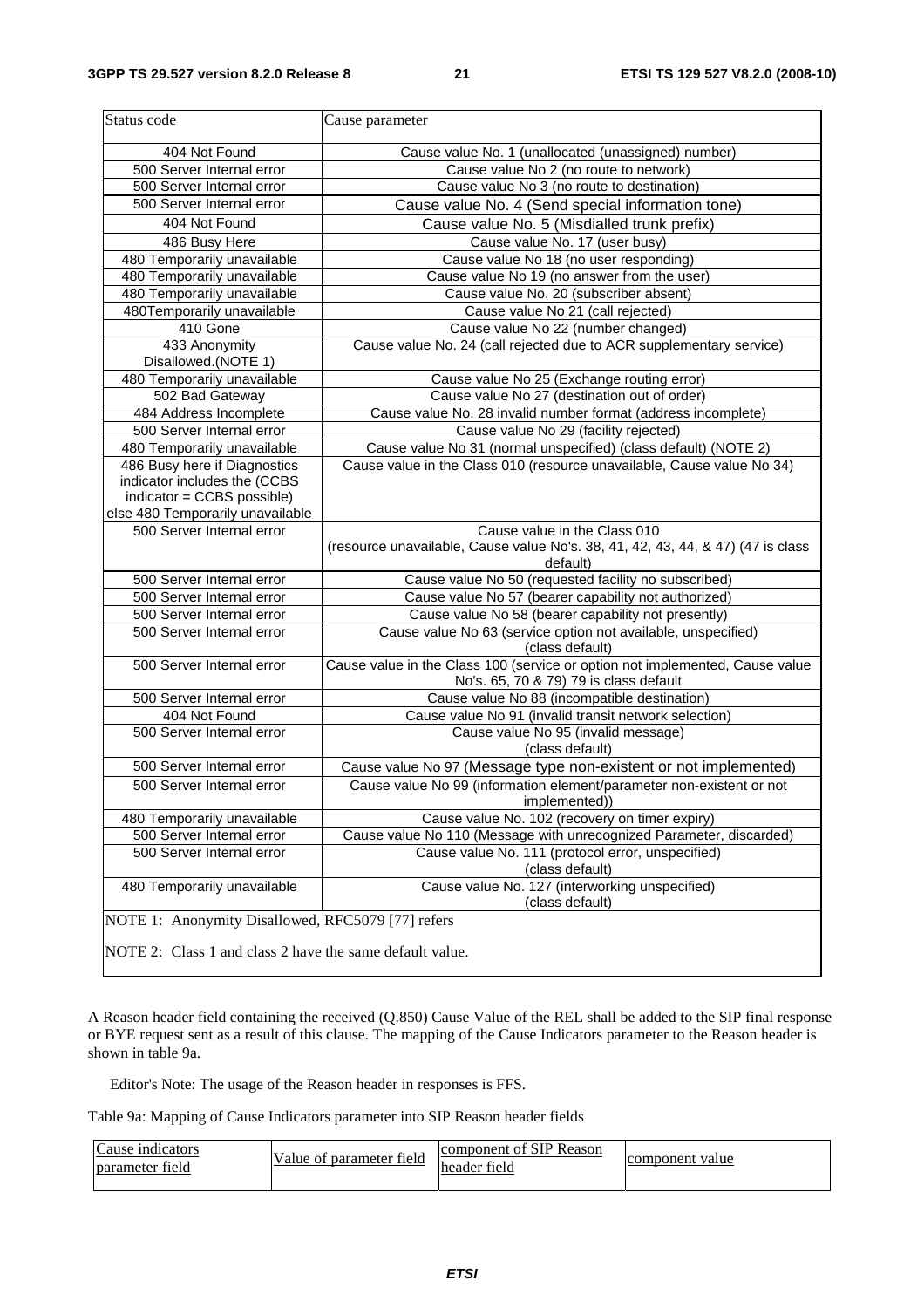| Status code | Cause parameter |
|---|---|
| 404 Not Found | Cause value No. 1 (unallocated (unassigned) number) |
| 500 Server Internal error | Cause value No 2 (no route to network) |
| 500 Server Internal error | Cause value No 3 (no route to destination) |
| 500 Server Internal error | Cause value No. 4 (Send special information tone) |
| 404 Not Found | Cause value No. 5 (Misdialled trunk prefix) |
| 486 Busy Here | Cause value No. 17 (user busy) |
| 480 Temporarily unavailable | Cause value No 18 (no user responding) |
| 480 Temporarily unavailable | Cause value No 19 (no answer from the user) |
| 480 Temporarily unavailable | Cause value No. 20 (subscriber absent) |
| 480Temporarily unavailable | Cause value No 21 (call rejected) |
| 410 Gone | Cause value No 22 (number changed) |
| 433 Anonymity Disallowed.(NOTE 1) | Cause value No. 24 (call rejected due to ACR supplementary service) |
| 480 Temporarily unavailable | Cause value No 25 (Exchange routing error) |
| 502 Bad Gateway | Cause value No 27 (destination out of order) |
| 484 Address Incomplete | Cause value No. 28 invalid number format (address incomplete) |
| 500 Server Internal error | Cause value No 29 (facility rejected) |
| 480 Temporarily unavailable | Cause value No 31 (normal unspecified) (class default) (NOTE 2) |
| 486 Busy here if Diagnostics indicator includes the (CCBS indicator = CCBS possible) else 480 Temporarily unavailable | Cause value in the Class 010 (resource unavailable, Cause value No 34) |
| 500 Server Internal error | Cause value in the Class 010 (resource unavailable, Cause value No's. 38, 41, 42, 43, 44, & 47) (47 is class default) |
| 500 Server Internal error | Cause value No 50 (requested facility no subscribed) |
| 500 Server Internal error | Cause value No 57 (bearer capability not authorized) |
| 500 Server Internal error | Cause value No 58 (bearer capability not presently) |
| 500 Server Internal error | Cause value No 63 (service option not available, unspecified) (class default) |
| 500 Server Internal error | Cause value in the Class 100 (service or option not implemented, Cause value No's. 65, 70 & 79) 79 is class default |
| 500 Server Internal error | Cause value No 88 (incompatible destination) |
| 404 Not Found | Cause value No 91 (invalid transit network selection) |
| 500 Server Internal error | Cause value No 95 (invalid message) (class default) |
| 500 Server Internal error | Cause value No 97 (Message type non-existent or not implemented) |
| 500 Server Internal error | Cause value No 99 (information element/parameter non-existent or not implemented)) |
| 480 Temporarily unavailable | Cause value No. 102 (recovery on timer expiry) |
| 500 Server Internal error | Cause value No 110 (Message with unrecognized Parameter, discarded) |
| 500 Server Internal error | Cause value No. 111 (protocol error, unspecified) (class default) |
| 480 Temporarily unavailable | Cause value No. 127 (interworking unspecified) (class default) |
| NOTE 1: Anonymity Disallowed, RFC5079 [77] refers<br><br>NOTE 2: Class 1 and class 2 have the same default value. | |

A Reason header field containing the received (Q.850) Cause Value of the REL shall be added to the SIP final response or BYE request sent as a result of this clause. The mapping of the Cause Indicators parameter to the Reason header is shown in table 9a.

Editor's Note: The usage of the Reason header in responses is FFS.

Table 9a: Mapping of Cause Indicators parameter into SIP Reason header fields

| Cause indicators parameter field | Value of parameter field | component of SIP Reason header field | component value |
|---|---|---|---|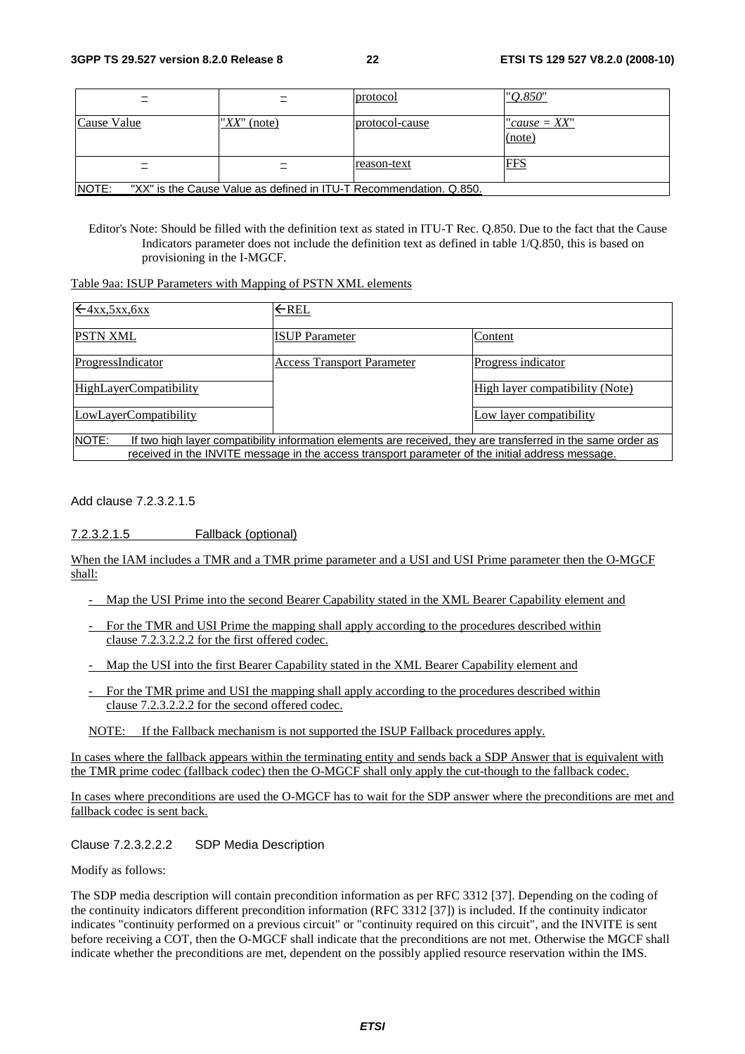| – | – | protocol | "*Q.850*" |
|---|---|---|---|
| Cause Value | "*XX*" (note) | protocol-cause | "*cause = XX*" (note) |
| – | – | reason-text | FFS |
| NOTE: "XX" is the Cause Value as defined in ITU-T Recommendation. Q.850. | | | |

Editor's Note: Should be filled with the definition text as stated in ITU-T Rec. Q.850. Due to the fact that the Cause Indicators parameter does not include the definition text as defined in table 1/Q.850, this is based on provisioning in the I-MGCF.

Table 9aa: ISUP Parameters with Mapping of PSTN XML elements

| ←4xx,5xx,6xx | ←REL | |
|---|---|---|
| PSTN XML | ISUP Parameter | Content |
| ProgressIndicator | Access Transport Parameter | Progress indicator |
| HighLayerCompatibility | | High layer compatibility (Note) |
| LowLayerCompatibility | | Low layer compatibility |
| NOTE: If two high layer compatibility information elements are received, they are transferred in the same order as received in the INVITE message in the access transport parameter of the initial address message. | | |

Add clause 7.2.3.2.1.5

7.2.3.2.1.5 Fallback (optional)

When the IAM includes a TMR and a TMR prime parameter and a USI and USI Prime parameter then the O-MGCF shall:

- Map the USI Prime into the second Bearer Capability stated in the XML Bearer Capability element and
- For the TMR and USI Prime the mapping shall apply according to the procedures described within clause 7.2.3.2.2.2 for the first offered codec.
- Map the USI into the first Bearer Capability stated in the XML Bearer Capability element and
- For the TMR prime and USI the mapping shall apply according to the procedures described within clause 7.2.3.2.2.2 for the second offered codec.

NOTE: If the Fallback mechanism is not supported the ISUP Fallback procedures apply.

In cases where the fallback appears within the terminating entity and sends back a SDP Answer that is equivalent with the TMR prime codec (fallback codec) then the O-MGCF shall only apply the cut-though to the fallback codec.

In cases where preconditions are used the O-MGCF has to wait for the SDP answer where the preconditions are met and fallback codec is sent back.

Clause 7.2.3.2.2.2 SDP Media Description

Modify as follows:

The SDP media description will contain precondition information as per RFC 3312 [37]. Depending on the coding of the continuity indicators different precondition information (RFC 3312 [37]) is included. If the continuity indicator indicates "continuity performed on a previous circuit" or "continuity required on this circuit", and the INVITE is sent before receiving a COT, then the O-MGCF shall indicate that the preconditions are not met. Otherwise the MGCF shall indicate whether the preconditions are met, dependent on the possibly applied resource reservation within the IMS.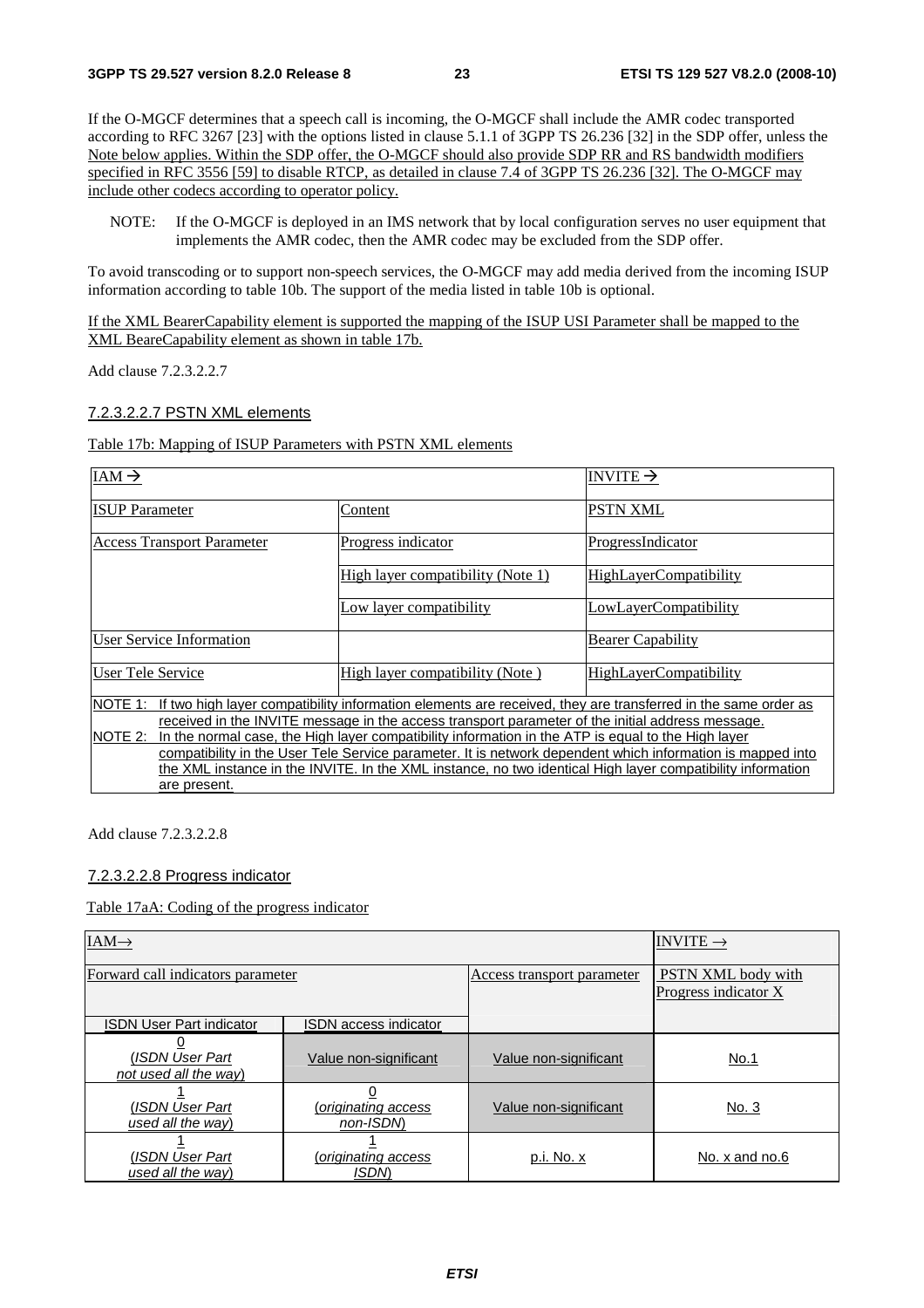If the O-MGCF determines that a speech call is incoming, the O-MGCF shall include the AMR codec transported according to RFC 3267 [23] with the options listed in clause 5.1.1 of 3GPP TS 26.236 [32] in the SDP offer, unless the Note below applies. Within the SDP offer, the O-MGCF should also provide SDP RR and RS bandwidth modifiers specified in RFC 3556 [59] to disable RTCP, as detailed in clause 7.4 of 3GPP TS 26.236 [32]. The O-MGCF may include other codecs according to operator policy.

NOTE: If the O-MGCF is deployed in an IMS network that by local configuration serves no user equipment that implements the AMR codec, then the AMR codec may be excluded from the SDP offer.

To avoid transcoding or to support non-speech services, the O-MGCF may add media derived from the incoming ISUP information according to table 10b. The support of the media listed in table 10b is optional.

If the XML BearerCapability element is supported the mapping of the ISUP USI Parameter shall be mapped to the XML BeareCapability element as shown in table 17b.

Add clause 7.2.3.2.2.7

#### 7.2.3.2.2.7 PSTN XML elements

Table 17b: Mapping of ISUP Parameters with PSTN XML elements

| IAM → | | INVITE → |
|---|---|---|
| ISUP Parameter | Content | PSTN XML |
| Access Transport Parameter | Progress indicator | ProgressIndicator |
| | High layer compatibility (Note 1) | HighLayerCompatibility |
| | Low layer compatibility | LowLayerCompatibility |
| User Service Information | | Bearer Capability |
| User Tele Service | High layer compatibility (Note ) | HighLayerCompatibility |
| NOTE 1: If two high layer compatibility information elements are received, they are transferred in the same order as received in the INVITE message in the access transport parameter of the initial address message.<br>NOTE 2: In the normal case, the High layer compatibility information in the ATP is equal to the High layer compatibility in the User Tele Service parameter. It is network dependent which information is mapped into the XML instance in the INVITE. In the XML instance, no two identical High layer compatibility information are present. | | |

Add clause 7.2.3.2.2.8

#### 7.2.3.2.2.8 Progress indicator

Table 17aA: Coding of the progress indicator

| IAM→ | | | INVITE → |
|---|---|---|---|
| Forward call indicators parameter | | Access transport parameter | PSTN XML body with Progress indicator X |
| ISDN User Part indicator | ISDN access indicator | | |
| 0<br>(*ISDN User Part not used all the way*) | Value non-significant | Value non-significant | No.1 |
| 1<br>(*ISDN User Part used all the way*) | 0<br>(*originating access non-ISDN*) | Value non-significant | No. 3 |
| 1<br>(*ISDN User Part used all the way*) | 1<br>(*originating access ISDN*) | p.i. No. x | No. x and no.6 |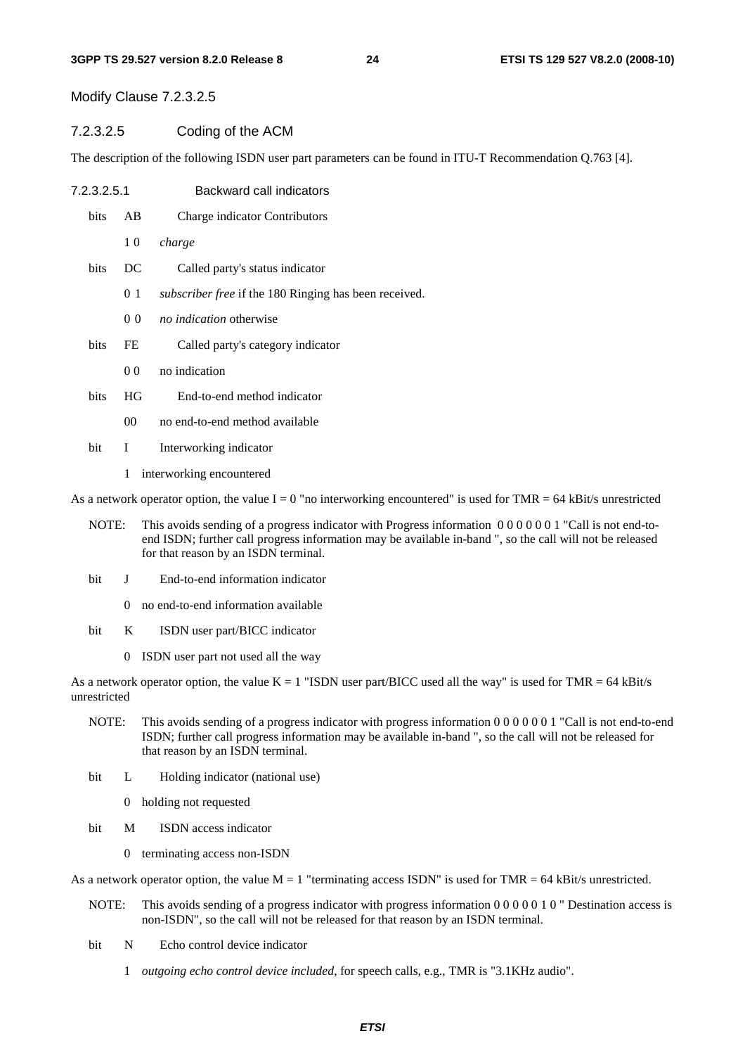Modify Clause 7.2.3.2.5

#### 7.2.3.2.5 Coding of the ACM

The description of the following ISDN user part parameters can be found in ITU-T Recommendation Q.763 [4].

##### 7.2.3.2.5.1 Backward call indicators

bits AB Charge indicator Contributors

1 0 *charge*

bits DC Called party's status indicator

0 1 *subscriber free* if the 180 Ringing has been received.

0 0 *no indication* otherwise

bits FE Called party's category indicator

0 0 no indication

bits HG End-to-end method indicator

00 no end-to-end method available

bit I Interworking indicator

1 interworking encountered

As a network operator option, the value I = 0 "no interworking encountered" is used for TMR = 64 kBit/s unrestricted

NOTE: This avoids sending of a progress indicator with Progress information 0 0 0 0 0 0 1 "Call is not end-to-end ISDN; further call progress information may be available in-band ", so the call will not be released for that reason by an ISDN terminal.

bit J End-to-end information indicator

0 no end-to-end information available

bit K ISDN user part/BICC indicator

0 ISDN user part not used all the way

As a network operator option, the value K = 1 "ISDN user part/BICC used all the way" is used for TMR = 64 kBit/s unrestricted

NOTE: This avoids sending of a progress indicator with progress information 0 0 0 0 0 0 1 "Call is not end-to-end ISDN; further call progress information may be available in-band ", so the call will not be released for that reason by an ISDN terminal.

bit L Holding indicator (national use)

0 holding not requested

bit M ISDN access indicator

0 terminating access non-ISDN

As a network operator option, the value M = 1 "terminating access ISDN" is used for TMR = 64 kBit/s unrestricted.

NOTE: This avoids sending of a progress indicator with progress information 0 0 0 0 0 1 0 " Destination access is non-ISDN", so the call will not be released for that reason by an ISDN terminal.

bit N Echo control device indicator

1 *outgoing echo control device included*, for speech calls, e.g., TMR is "3.1KHz audio".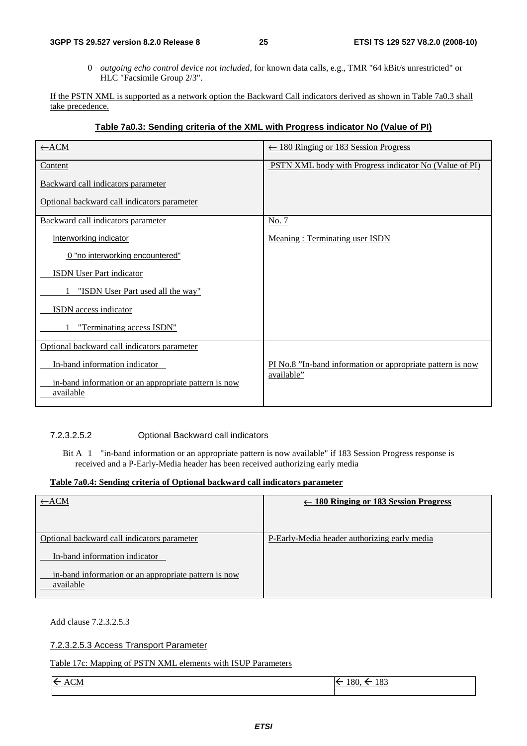0 *outgoing echo control device not included*, for known data calls, e.g., TMR "64 kBit/s unrestricted" or HLC "Facsimile Group 2/3".

If the PSTN XML is supported as a network option the Backward Call indicators derived as shown in Table 7a0.3 shall take precedence.

**Table 7a0.3: Sending criteria of the XML with Progress indicator No (Value of PI)**

| ←ACM | ← 180 Ringing or 183 Session Progress |
|---|---|
| Content<br>Backward call indicators parameter<br>Optional backward call indicators parameter | PSTN XML body with Progress indicator No (Value of PI) |
| Backward call indicators parameter<br>Interworking indicator<br>0 "no interworking encountered"<br>ISDN User Part indicator<br>1 "ISDN User Part used all the way"<br>ISDN access indicator<br>1 "Terminating access ISDN" | No. 7<br>Meaning : Terminating user ISDN |
| Optional backward call indicators parameter<br>In-band information indicator<br>in-band information or an appropriate pattern is now available | PI No.8 "In-band information or appropriate pattern is now available" |

#### 7.2.3.2.5.2 Optional Backward call indicators

Bit A 1 "in-band information or an appropriate pattern is now available" if 183 Session Progress response is received and a P-Early-Media header has been received authorizing early media

**Table 7a0.4: Sending criteria of Optional backward call indicators parameter**

| ←ACM | **← 180 Ringing or 183 Session Progress** |
|---|---|
| Optional backward call indicators parameter<br>In-band information indicator<br>in-band information or an appropriate pattern is now available | P-Early-Media header authorizing early media |

Add clause 7.2.3.2.5.3

#### 7.2.3.2.5.3 Access Transport Parameter

Table 17c: Mapping of PSTN XML elements with ISUP Parameters

| ← ACM | ← 180, ← 183 |
|---|---|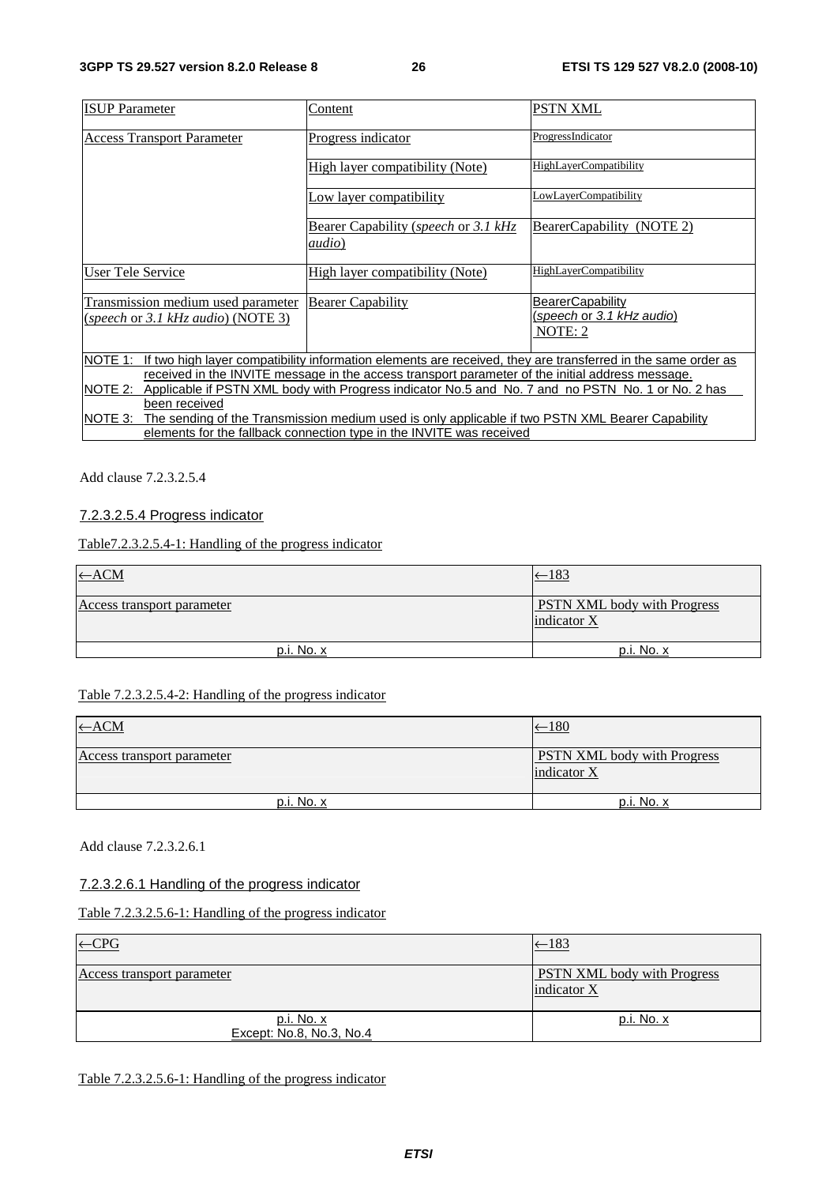| ISUP Parameter | Content | PSTN XML |
|---|---|---|
| Access Transport Parameter | Progress indicator | ProgressIndicator |
| | High layer compatibility (Note) | HighLayerCompatibility |
| | Low layer compatibility | LowLayerCompatibility |
| | Bearer Capability (*speech* or *3.1 kHz audio*) | BearerCapability (NOTE 2) |
| User Tele Service | High layer compatibility (Note) | HighLayerCompatibility |
| Transmission medium used parameter (*speech* or *3.1 kHz audio*) (NOTE 3) | Bearer Capability | BearerCapability (*speech* or *3.1 kHz audio*) NOTE: 2 |

NOTE 1: If two high layer compatibility information elements are received, they are transferred in the same order as received in the INVITE message in the access transport parameter of the initial address message.
NOTE 2: Applicable if PSTN XML body with Progress indicator No.5 and No. 7 and no PSTN No. 1 or No. 2 has been received
NOTE 3: The sending of the Transmission medium used is only applicable if two PSTN XML Bearer Capability elements for the fallback connection type in the INVITE was received

Add clause 7.2.3.2.5.4

### 7.2.3.2.5.4 Progress indicator

Table7.2.3.2.5.4-1: Handling of the progress indicator

| ←ACM | ←183 |
|---|---|
| Access transport parameter | PSTN XML body with Progress indicator X |
| p.i. No. x | p.i. No. x |

Table 7.2.3.2.5.4-2: Handling of the progress indicator

| ←ACM | ←180 |
|---|---|
| Access transport parameter | PSTN XML body with Progress indicator X |
| p.i. No. x | p.i. No. x |

Add clause 7.2.3.2.6.1

### 7.2.3.2.6.1 Handling of the progress indicator

Table 7.2.3.2.5.6-1: Handling of the progress indicator

| ←CPG | ←183 |
|---|---|
| Access transport parameter | PSTN XML body with Progress indicator X |
| p.i. No. x<br>Except: No.8, No.3, No.4 | p.i. No. x |

Table 7.2.3.2.5.6-1: Handling of the progress indicator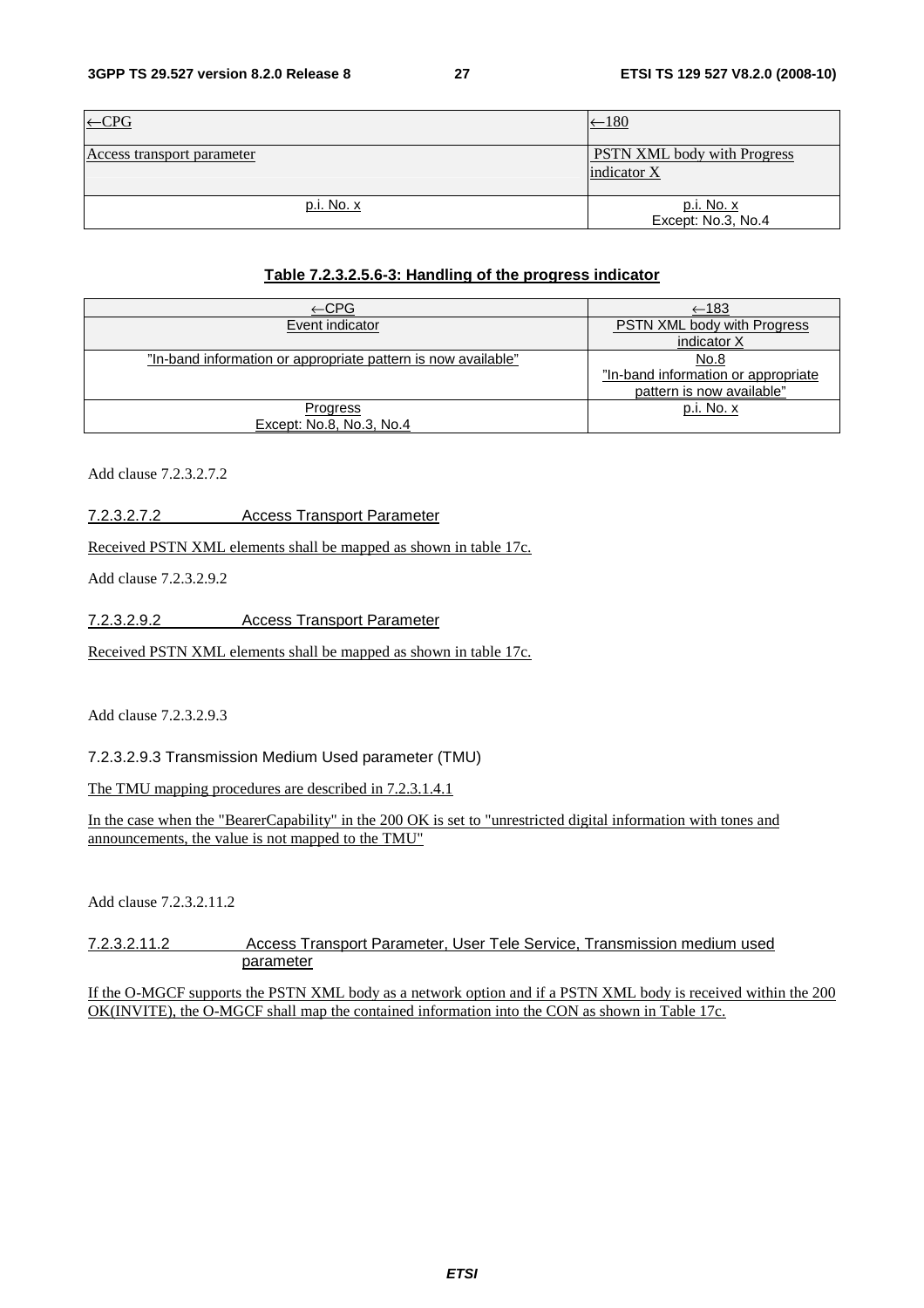| ←CPG | ←180 |
| --- | --- |
| Access transport parameter | PSTN XML body with Progress indicator X |
| p.i. No. x | p.i. No. x<br>Except: No.3, No.4 |

**Table 7.2.3.2.5.6-3: Handling of the progress indicator**

| ←CPG | ←183 |
| --- | --- |
| Event indicator | PSTN XML body with Progress indicator X |
| "In-band information or appropriate pattern is now available" | No.8<br>"In-band information or appropriate pattern is now available" |
| Progress<br>Except: No.8, No.3, No.4 | p.i. No. x |

Add clause 7.2.3.2.7.2

#### 7.2.3.2.7.2 Access Transport Parameter

Received PSTN XML elements shall be mapped as shown in table 17c.

Add clause 7.2.3.2.9.2

#### 7.2.3.2.9.2 Access Transport Parameter

Received PSTN XML elements shall be mapped as shown in table 17c.

Add clause 7.2.3.2.9.3

#### 7.2.3.2.9.3 Transmission Medium Used parameter (TMU)

The TMU mapping procedures are described in 7.2.3.1.4.1

In the case when the "BearerCapability" in the 200 OK is set to "unrestricted digital information with tones and announcements, the value is not mapped to the TMU"

Add clause 7.2.3.2.11.2

#### 7.2.3.2.11.2 Access Transport Parameter, User Tele Service, Transmission medium used parameter

If the O-MGCF supports the PSTN XML body as a network option and if a PSTN XML body is received within the 200 OK(INVITE), the O-MGCF shall map the contained information into the CON as shown in Table 17c.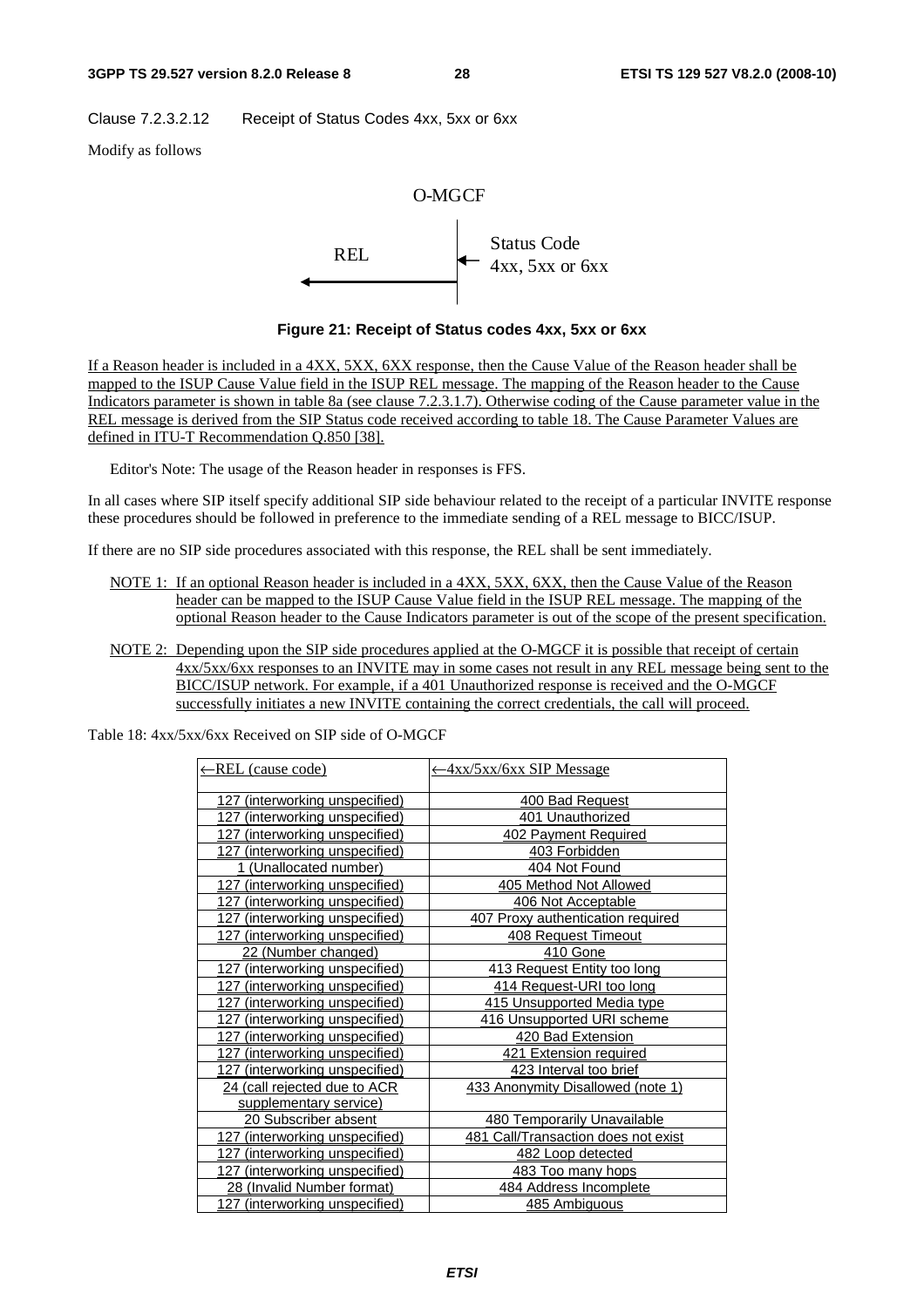Clause 7.2.3.2.12 Receipt of Status Codes 4xx, 5xx or 6xx

Modify as follows

O-MGCF

REL ← Status Code 4xx, 5xx or 6xx

**Figure 21: Receipt of Status codes 4xx, 5xx or 6xx**

If a Reason header is included in a 4XX, 5XX, 6XX response, then the Cause Value of the Reason header shall be mapped to the ISUP Cause Value field in the ISUP REL message. The mapping of the Reason header to the Cause Indicators parameter is shown in table 8a (see clause 7.2.3.1.7). Otherwise coding of the Cause parameter value in the REL message is derived from the SIP Status code received according to table 18. The Cause Parameter Values are defined in ITU-T Recommendation Q.850 [38].

Editor's Note: The usage of the Reason header in responses is FFS.

In all cases where SIP itself specify additional SIP side behaviour related to the receipt of a particular INVITE response these procedures should be followed in preference to the immediate sending of a REL message to BICC/ISUP.

If there are no SIP side procedures associated with this response, the REL shall be sent immediately.

NOTE 1: If an optional Reason header is included in a 4XX, 5XX, 6XX, then the Cause Value of the Reason header can be mapped to the ISUP Cause Value field in the ISUP REL message. The mapping of the optional Reason header to the Cause Indicators parameter is out of the scope of the present specification.

NOTE 2: Depending upon the SIP side procedures applied at the O-MGCF it is possible that receipt of certain 4xx/5xx/6xx responses to an INVITE may in some cases not result in any REL message being sent to the BICC/ISUP network. For example, if a 401 Unauthorized response is received and the O-MGCF successfully initiates a new INVITE containing the correct credentials, the call will proceed.

Table 18: 4xx/5xx/6xx Received on SIP side of O-MGCF

| ←REL (cause code) | ←4xx/5xx/6xx SIP Message |
|---|---|
| 127 (interworking unspecified) | 400 Bad Request |
| 127 (interworking unspecified) | 401 Unauthorized |
| 127 (interworking unspecified) | 402 Payment Required |
| 127 (interworking unspecified) | 403 Forbidden |
| 1 (Unallocated number) | 404 Not Found |
| 127 (interworking unspecified) | 405 Method Not Allowed |
| 127 (interworking unspecified) | 406 Not Acceptable |
| 127 (interworking unspecified) | 407 Proxy authentication required |
| 127 (interworking unspecified) | 408 Request Timeout |
| 22 (Number changed) | 410 Gone |
| 127 (interworking unspecified) | 413 Request Entity too long |
| 127 (interworking unspecified) | 414 Request-URI too long |
| 127 (interworking unspecified) | 415 Unsupported Media type |
| 127 (interworking unspecified) | 416 Unsupported URI scheme |
| 127 (interworking unspecified) | 420 Bad Extension |
| 127 (interworking unspecified) | 421 Extension required |
| 127 (interworking unspecified) | 423 Interval too brief |
| 24 (call rejected due to ACR supplementary service) | 433 Anonymity Disallowed (note 1) |
| 20 Subscriber absent | 480 Temporarily Unavailable |
| 127 (interworking unspecified) | 481 Call/Transaction does not exist |
| 127 (interworking unspecified) | 482 Loop detected |
| 127 (interworking unspecified) | 483 Too many hops |
| 28 (Invalid Number format) | 484 Address Incomplete |
| 127 (interworking unspecified) | 485 Ambiguous |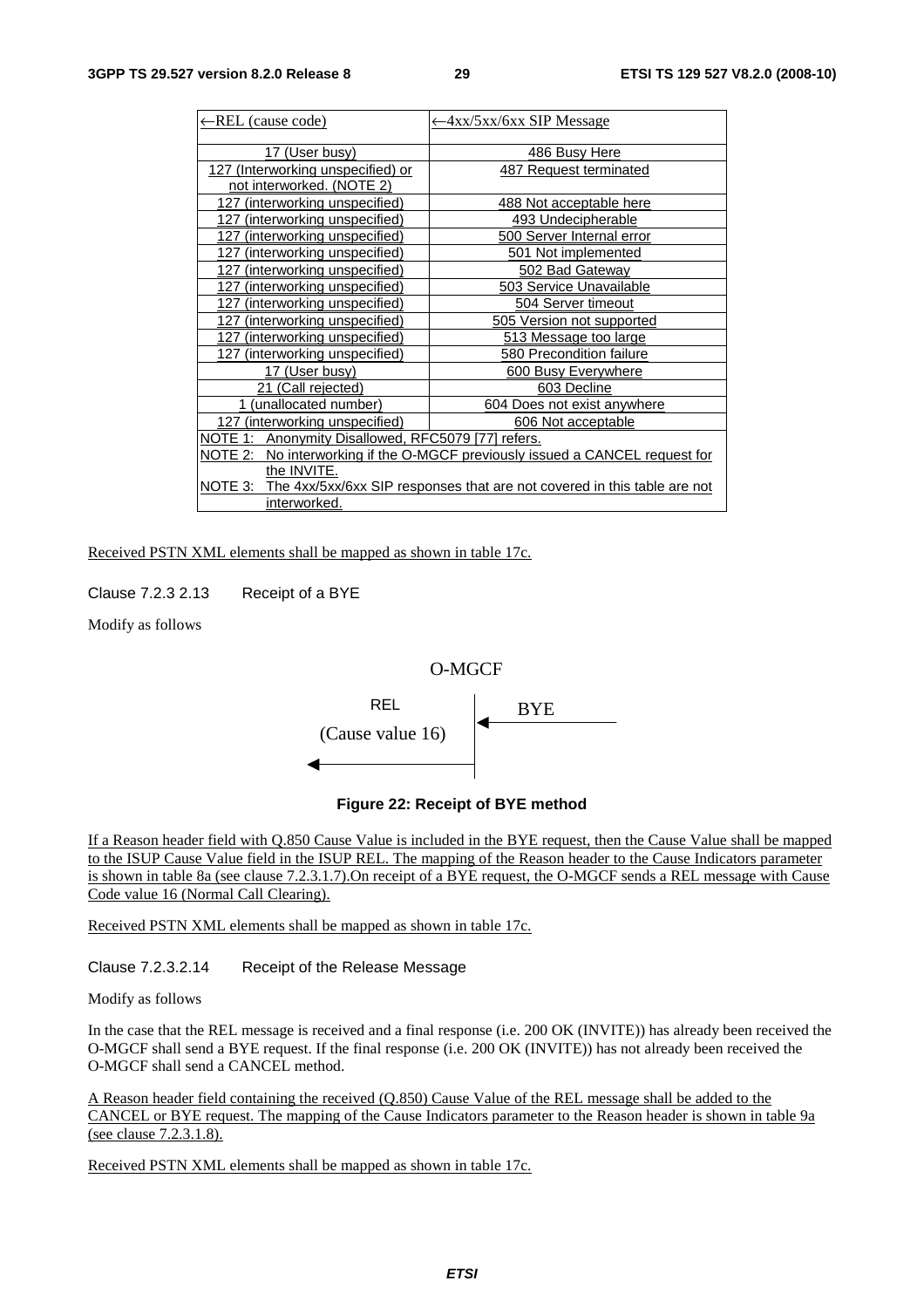| ←REL (cause code) | ←4xx/5xx/6xx SIP Message |
|---|---|
| 17 (User busy) | 486 Busy Here |
| 127 (Interworking unspecified) or not interworked. (NOTE 2) | 487 Request terminated |
| 127 (interworking unspecified) | 488 Not acceptable here |
| 127 (interworking unspecified) | 493 Undecipherable |
| 127 (interworking unspecified) | 500 Server Internal error |
| 127 (interworking unspecified) | 501 Not implemented |
| 127 (interworking unspecified) | 502 Bad Gateway |
| 127 (interworking unspecified) | 503 Service Unavailable |
| 127 (interworking unspecified) | 504 Server timeout |
| 127 (interworking unspecified) | 505 Version not supported |
| 127 (interworking unspecified) | 513 Message too large |
| 127 (interworking unspecified) | 580 Precondition failure |
| 17 (User busy) | 600 Busy Everywhere |
| 21 (Call rejected) | 603 Decline |
| 1 (unallocated number) | 604 Does not exist anywhere |
| 127 (interworking unspecified) | 606 Not acceptable |
| NOTE 1: Anonymity Disallowed, RFC5079 [77] refers. | |
| NOTE 2: No interworking if the O-MGCF previously issued a CANCEL request for the INVITE. | |
| NOTE 3: The 4xx/5xx/6xx SIP responses that are not covered in this table are not interworked. | |

Received PSTN XML elements shall be mapped as shown in table 17c.

Clause 7.2.3 2.13 Receipt of a BYE

Modify as follows

O-MGCF

REL (Cause value 16) ← | ← BYE

**Figure 22: Receipt of BYE method**

If a Reason header field with Q.850 Cause Value is included in the BYE request, then the Cause Value shall be mapped to the ISUP Cause Value field in the ISUP REL. The mapping of the Reason header to the Cause Indicators parameter is shown in table 8a (see clause 7.2.3.1.7).On receipt of a BYE request, the O-MGCF sends a REL message with Cause Code value 16 (Normal Call Clearing).

Received PSTN XML elements shall be mapped as shown in table 17c.

Clause 7.2.3.2.14 Receipt of the Release Message

Modify as follows

In the case that the REL message is received and a final response (i.e. 200 OK (INVITE)) has already been received the O-MGCF shall send a BYE request. If the final response (i.e. 200 OK (INVITE)) has not already been received the O-MGCF shall send a CANCEL method.

A Reason header field containing the received (Q.850) Cause Value of the REL message shall be added to the CANCEL or BYE request. The mapping of the Cause Indicators parameter to the Reason header is shown in table 9a (see clause 7.2.3.1.8).

Received PSTN XML elements shall be mapped as shown in table 17c.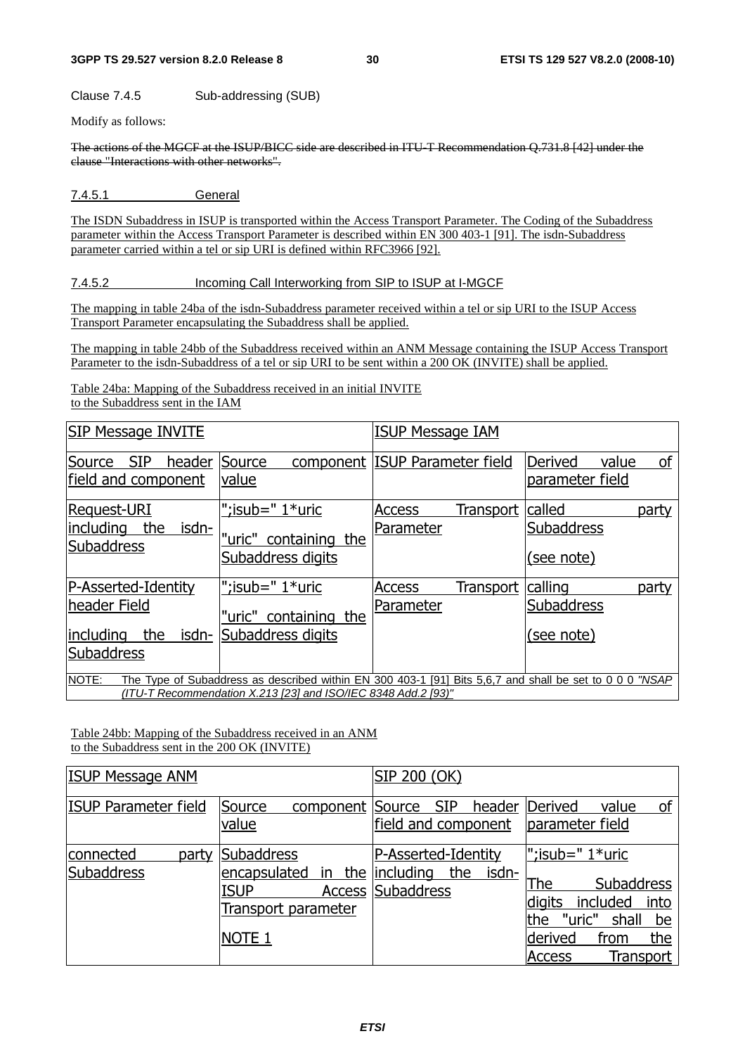Clause 7.4.5 Sub-addressing (SUB)

Modify as follows:

~~The actions of the MGCF at the ISUP/BICC side are described in ITU-T Recommendation Q.731.8 [42] under the clause "Interactions with other networks".~~

#### 7.4.5.1 General

The ISDN Subaddress in ISUP is transported within the Access Transport Parameter. The Coding of the Subaddress parameter within the Access Transport Parameter is described within EN 300 403-1 [91]. The isdn-Subaddress parameter carried within a tel or sip URI is defined within RFC3966 [92].

#### 7.4.5.2 Incoming Call Interworking from SIP to ISUP at I-MGCF

The mapping in table 24ba of the isdn-Subaddress parameter received within a tel or sip URI to the ISUP Access Transport Parameter encapsulating the Subaddress shall be applied.

The mapping in table 24bb of the Subaddress received within an ANM Message containing the ISUP Access Transport Parameter to the isdn-Subaddress of a tel or sip URI to be sent within a 200 OK (INVITE) shall be applied.

Table 24ba: Mapping of the Subaddress received in an initial INVITE to the Subaddress sent in the IAM

| SIP Message INVITE | | ISUP Message IAM | |
|---|---|---|---|
| Source SIP header field and component | Source component value | ISUP Parameter field | Derived value of parameter field |
| Request-URI including the isdn-Subaddress | ";isub=" 1*uric<br>"uric" containing the Subaddress digits | Access Transport Parameter | called party Subaddress<br>(see note) |
| P-Asserted-Identity header Field<br>including the isdn-Subaddress | ";isub=" 1*uric<br>"uric" containing the Subaddress digits | Access Transport Parameter | calling party Subaddress<br>(see note) |
| NOTE: The Type of Subaddress as described within EN 300 403-1 [91] Bits 5,6,7 and shall be set to 0 0 0 *"NSAP (ITU-T Recommendation X.213 [23] and ISO/IEC 8348 Add.2 [93)"* | | | |

Table 24bb: Mapping of the Subaddress received in an ANM to the Subaddress sent in the 200 OK (INVITE)

| ISUP Message ANM | | SIP 200 (OK) | |
|---|---|---|---|
| ISUP Parameter field | Source component value | Source SIP header field and component | Derived value of parameter field |
| connected party Subaddress | Subaddress encapsulated in the ISUP Access Transport parameter<br>NOTE 1 | P-Asserted-Identity including the isdn-Subaddress | ";isub=" 1*uric<br>The Subaddress digits included into the "uric" shall be derived from the Access Transport |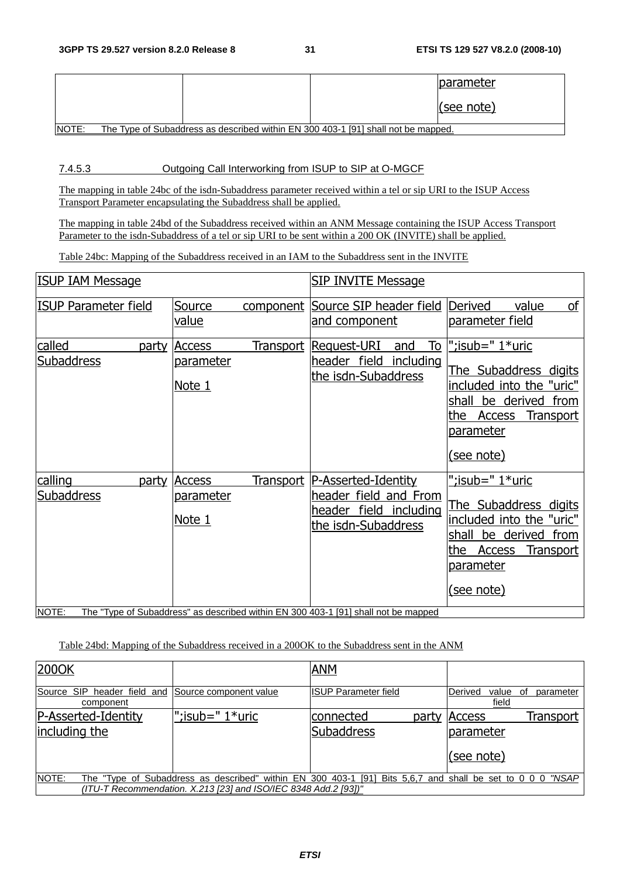| | | | parameter<br><br>(see note) |
|---|---|---|---|
| NOTE: The Type of Subaddress as described within EN 300 403-1 [91] shall not be mapped. | | | |

### 7.4.5.3 Outgoing Call Interworking from ISUP to SIP at O-MGCF

The mapping in table 24bc of the isdn-Subaddress parameter received within a tel or sip URI to the ISUP Access Transport Parameter encapsulating the Subaddress shall be applied.

The mapping in table 24bd of the Subaddress received within an ANM Message containing the ISUP Access Transport Parameter to the isdn-Subaddress of a tel or sip URI to be sent within a 200 OK (INVITE) shall be applied.

Table 24bc: Mapping of the Subaddress received in an IAM to the Subaddress sent in the INVITE

| ISUP IAM Message | | SIP INVITE Message | |
|---|---|---|---|
| ISUP Parameter field | Source component value | Source SIP header field and component | Derived value of parameter field |
| called party Subaddress | Access Transport parameter<br><br>Note 1 | Request-URI and To header field including the isdn-Subaddress | ";isub=" 1*uric<br><br>The Subaddress digits included into the "uric" shall be derived from the Access Transport parameter<br><br>(see note) |
| calling party Subaddress | Access Transport parameter<br><br>Note 1 | P-Asserted-Identity header field and From header field including the isdn-Subaddress | ";isub=" 1*uric<br><br>The Subaddress digits included into the "uric" shall be derived from the Access Transport parameter<br><br>(see note) |
| NOTE: The "Type of Subaddress" as described within EN 300 403-1 [91] shall not be mapped | | | |

Table 24bd: Mapping of the Subaddress received in a 200OK to the Subaddress sent in the ANM

| 200OK | | ANM | |
|---|---|---|---|
| Source SIP header field and component | Source component value | ISUP Parameter field | Derived value of parameter field |
| P-Asserted-Identity including the | ";isub=" 1*uric | connected party Subaddress | Access Transport parameter<br><br>(see note) |
| NOTE: The "Type of Subaddress as described" within EN 300 403-1 [91] Bits 5,6,7 and shall be set to 0 0 0 *"NSAP (ITU-T Recommendation. X.213 [23] and ISO/IEC 8348 Add.2 [93])"* | | | |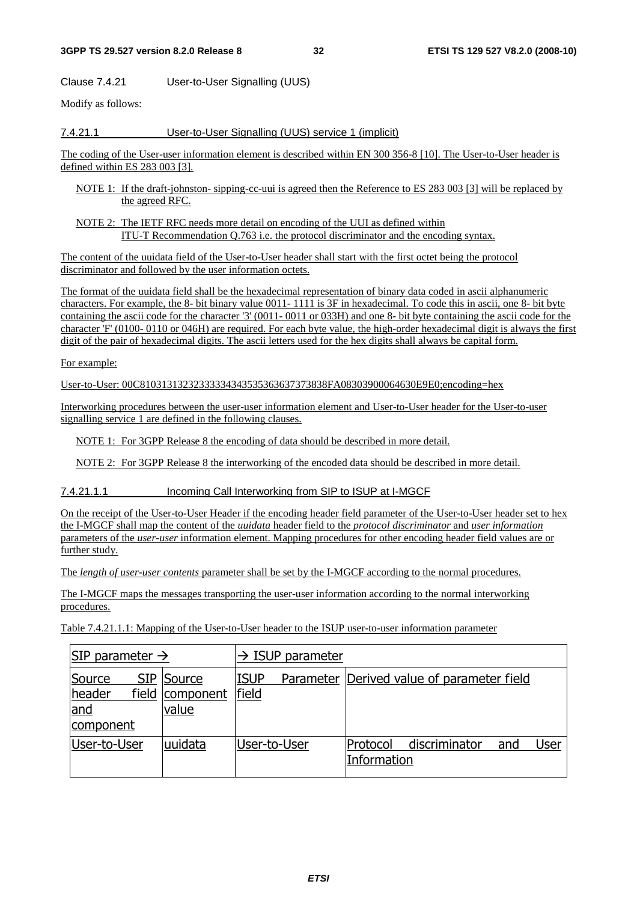Clause 7.4.21 User-to-User Signalling (UUS)

Modify as follows:

#### 7.4.21.1 User-to-User Signalling (UUS) service 1 (implicit)

The coding of the User-user information element is described within EN 300 356-8 [10]. The User-to-User header is defined within ES 283 003 [3].

NOTE 1: If the draft-johnston- sipping-cc-uui is agreed then the Reference to ES 283 003 [3] will be replaced by the agreed RFC.

NOTE 2: The IETF RFC needs more detail on encoding of the UUI as defined within ITU-T Recommendation Q.763 i.e. the protocol discriminator and the encoding syntax.

The content of the uuidata field of the User-to-User header shall start with the first octet being the protocol discriminator and followed by the user information octets.

The format of the uuidata field shall be the hexadecimal representation of binary data coded in ascii alphanumeric characters. For example, the 8- bit binary value 0011- 1111 is 3F in hexadecimal. To code this in ascii, one 8- bit byte containing the ascii code for the character '3' (0011- 0011 or 033H) and one 8- bit byte containing the ascii code for the character 'F' (0100- 0110 or 046H) are required. For each byte value, the high-order hexadecimal digit is always the first digit of the pair of hexadecimal digits. The ascii letters used for the hex digits shall always be capital form.

For example:

User-to-User: 00C8103131323233333434353536363737373838FA08303900064630E9E0;encoding=hex

Interworking procedures between the user-user information element and User-to-User header for the User-to-user signalling service 1 are defined in the following clauses.

NOTE 1: For 3GPP Release 8 the encoding of data should be described in more detail.

NOTE 2: For 3GPP Release 8 the interworking of the encoded data should be described in more detail.

##### 7.4.21.1.1 Incoming Call Interworking from SIP to ISUP at I-MGCF

On the receipt of the User-to-User Header if the encoding header field parameter of the User-to-User header set to hex the I-MGCF shall map the content of the *uuidata* header field to the *protocol discriminator* and *user information* parameters of the *user-user* information element. Mapping procedures for other encoding header field values are or further study.

The *length of user-user contents* parameter shall be set by the I-MGCF according to the normal procedures.

The I-MGCF maps the messages transporting the user-user information according to the normal interworking procedures.

Table 7.4.21.1.1: Mapping of the User-to-User header to the ISUP user-to-user information parameter

| SIP parameter → | | → ISUP parameter | |
|---|---|---|---|
| Source SIP header field and component | Source component value | ISUP Parameter field | Derived value of parameter field |
| User-to-User | uuidata | User-to-User | Protocol discriminator and User Information |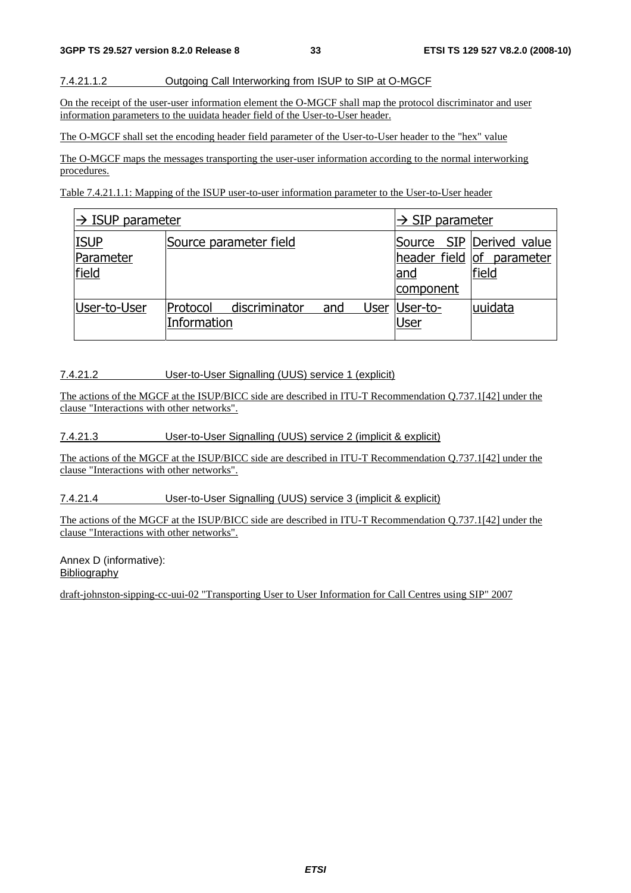#### 7.4.21.1.2 Outgoing Call Interworking from ISUP to SIP at O-MGCF

On the receipt of the user-user information element the O-MGCF shall map the protocol discriminator and user information parameters to the uuidata header field of the User-to-User header.

The O-MGCF shall set the encoding header field parameter of the User-to-User header to the "hex" value

The O-MGCF maps the messages transporting the user-user information according to the normal interworking procedures.

Table 7.4.21.1.1: Mapping of the ISUP user-to-user information parameter to the User-to-User header

| → ISUP parameter | | → SIP parameter | |
|---|---|---|---|
| ISUP Parameter field | Source parameter field | Source SIP header field and component | Derived value of parameter field |
| User-to-User | Protocol discriminator and User Information | User-to-User | uuidata |

#### 7.4.21.2 User-to-User Signalling (UUS) service 1 (explicit)

The actions of the MGCF at the ISUP/BICC side are described in ITU-T Recommendation Q.737.1[42] under the clause "Interactions with other networks".

#### 7.4.21.3 User-to-User Signalling (UUS) service 2 (implicit & explicit)

The actions of the MGCF at the ISUP/BICC side are described in ITU-T Recommendation Q.737.1[42] under the clause "Interactions with other networks".

#### 7.4.21.4 User-to-User Signalling (UUS) service 3 (implicit & explicit)

The actions of the MGCF at the ISUP/BICC side are described in ITU-T Recommendation Q.737.1[42] under the clause "Interactions with other networks".

# Annex D (informative): Bibliography

draft-johnston-sipping-cc-uui-02 "Transporting User to User Information for Call Centres using SIP" 2007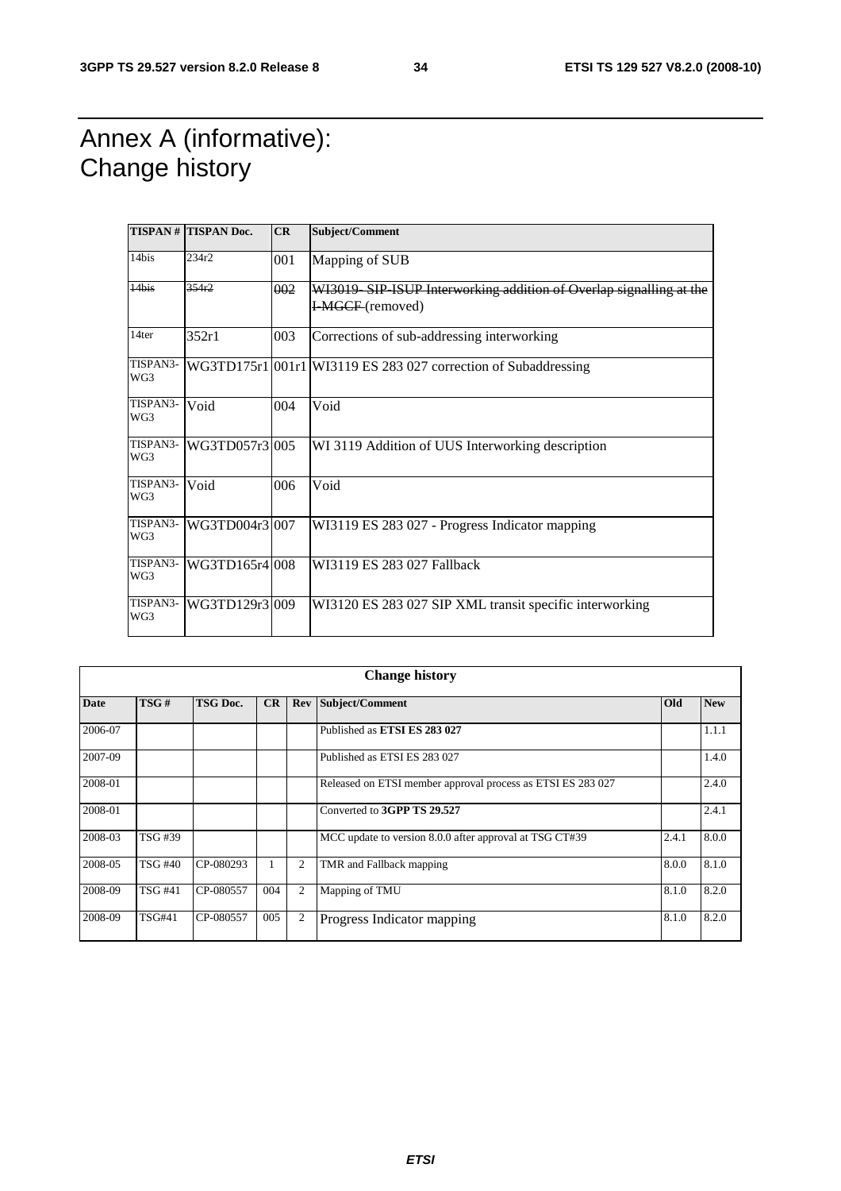# Annex A (informative): Change history

| TISPAN # | TISPAN Doc. | CR | Subject/Comment |
|---|---|---|---|
| 14bis | 234r2 | 001 | Mapping of SUB |
| ~~14bis~~ | ~~354r2~~ | ~~002~~ | ~~WI3019- SIP-ISUP Interworking addition of Overlap signalling at the I-MGCF~~ (removed) |
| 14ter | 352r1 | 003 | Corrections of sub-addressing interworking |
| TISPAN3-WG3 | WG3TD175r1 | 001r1 | WI3119 ES 283 027 correction of Subaddressing |
| TISPAN3-WG3 | Void | 004 | Void |
| TISPAN3-WG3 | WG3TD057r3 | 005 | WI 3119 Addition of UUS Interworking description |
| TISPAN3-WG3 | Void | 006 | Void |
| TISPAN3-WG3 | WG3TD004r3 | 007 | WI3119 ES 283 027 - Progress Indicator mapping |
| TISPAN3-WG3 | WG3TD165r4 | 008 | WI3119 ES 283 027 Fallback |
| TISPAN3-WG3 | WG3TD129r3 | 009 | WI3120 ES 283 027 SIP XML transit specific interworking |

| Change history | | | | | | | |
|---|---|---|---|---|---|---|---|
| **Date** | **TSG #** | **TSG Doc.** | **CR** | **Rev** | **Subject/Comment** | **Old** | **New** |
| 2006-07 | | | | | Published as **ETSI ES 283 027** | | 1.1.1 |
| 2007-09 | | | | | Published as ETSI ES 283 027 | | 1.4.0 |
| 2008-01 | | | | | Released on ETSI member approval process as ETSI ES 283 027 | | 2.4.0 |
| 2008-01 | | | | | Converted to **3GPP TS 29.527** | | 2.4.1 |
| 2008-03 | TSG #39 | | | | MCC update to version 8.0.0 after approval at TSG CT#39 | 2.4.1 | 8.0.0 |
| 2008-05 | TSG #40 | CP-080293 | 1 | 2 | TMR and Fallback mapping | 8.0.0 | 8.1.0 |
| 2008-09 | TSG #41 | CP-080557 | 004 | 2 | Mapping of TMU | 8.1.0 | 8.2.0 |
| 2008-09 | TSG#41 | CP-080557 | 005 | 2 | Progress Indicator mapping | 8.1.0 | 8.2.0 |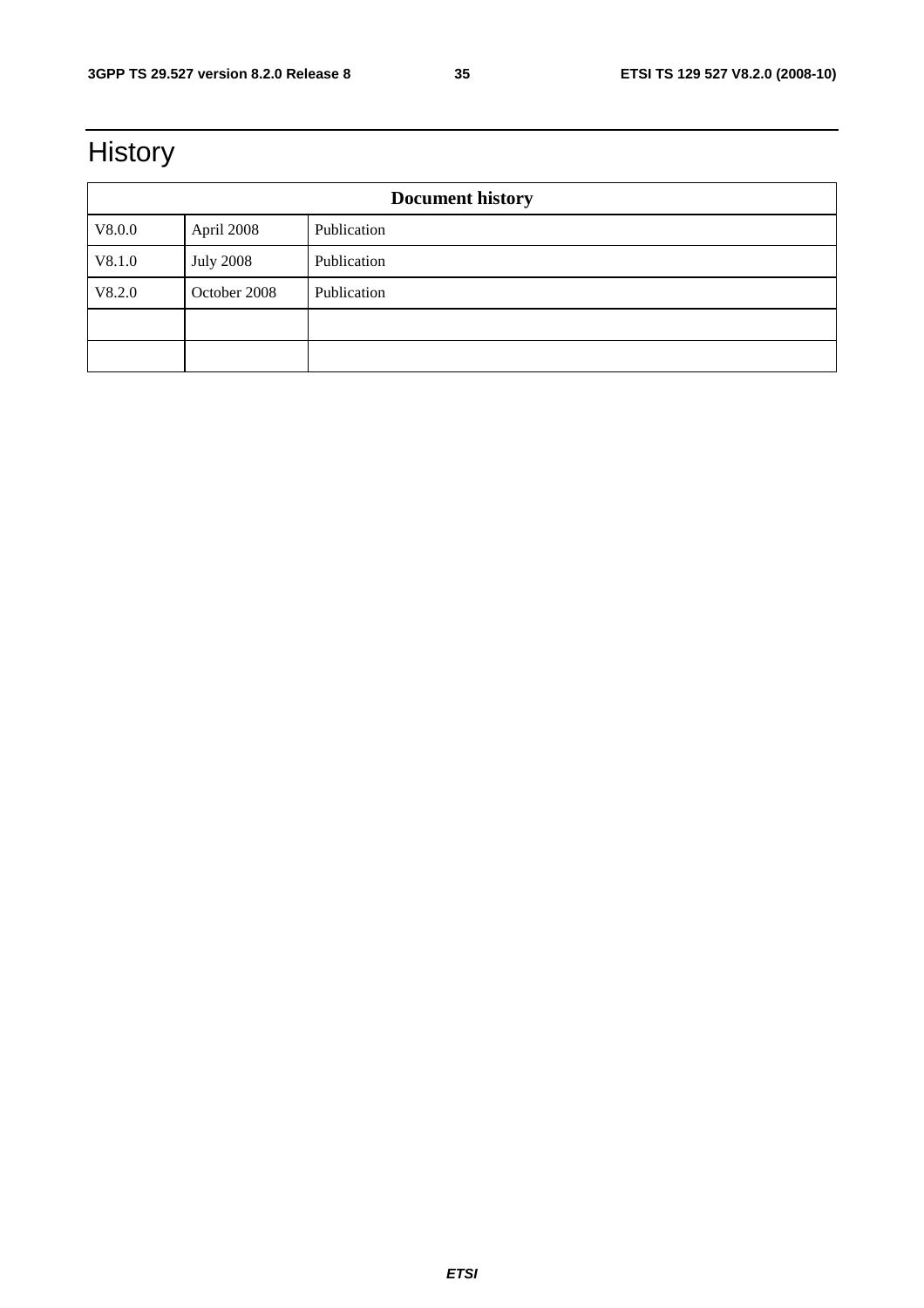# History

| Document history | | |
|---|---|---|
| V8.0.0 | April 2008 | Publication |
| V8.1.0 | July 2008 | Publication |
| V8.2.0 | October 2008 | Publication |
| | | |
| | | |